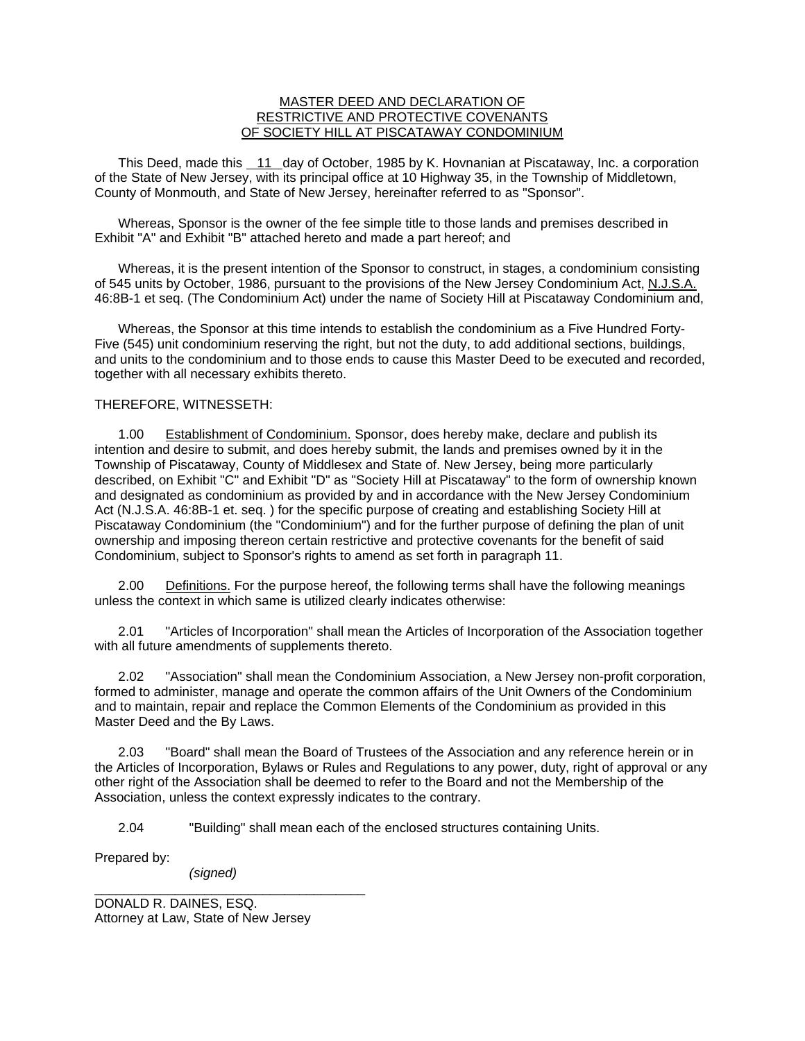# MASTER DEED AND DECLARATION OF RESTRICTIVE AND PROTECTIVE COVENANTS OF SOCIETY HILL AT PISCATAWAY CONDOMINIUM

This Deed, made this 11 day of October, 1985 by K. Hovnanian at Piscataway, Inc. a corporation of the State of New Jersey, with its principal office at 10 Highway 35, in the Township of Middletown, County of Monmouth, and State of New Jersey, hereinafter referred to as "Sponsor".

Whereas, Sponsor is the owner of the fee simple title to those lands and premises described in Exhibit "A" and Exhibit "B" attached hereto and made a part hereof; and

Whereas, it is the present intention of the Sponsor to construct, in stages, a condominium consisting of 545 units by October, 1986, pursuant to the provisions of the New Jersey Condominium Act, N.J.S.A. 46:8B-1 et seq. (The Condominium Act) under the name of Society Hill at Piscataway Condominium and,

Whereas, the Sponsor at this time intends to establish the condominium as a Five Hundred Forty-Five (545) unit condominium reserving the right, but not the duty, to add additional sections, buildings, and units to the condominium and to those ends to cause this Master Deed to be executed and recorded, together with all necessary exhibits thereto.

THEREFORE, WITNESSETH:

1.00 Establishment of Condominium. Sponsor, does hereby make, declare and publish its intention and desire to submit, and does hereby submit, the lands and premises owned by it in the Township of Piscataway, County of Middlesex and State of. New Jersey, being more particularly described, on Exhibit "C" and Exhibit "D" as "Society Hill at Piscataway" to the form of ownership known and designated as condominium as provided by and in accordance with the New Jersey Condominium Act (N.J.S.A. 46:8B-1 et. seq. ) for the specific purpose of creating and establishing Society Hill at Piscataway Condominium (the "Condominium") and for the further purpose of defining the plan of unit ownership and imposing thereon certain restrictive and protective covenants for the benefit of said Condominium, subject to Sponsor's rights to amend as set forth in paragraph 11.

2.00 Definitions. For the purpose hereof, the following terms shall have the following meanings unless the context in which same is utilized clearly indicates otherwise:

2.01 "Articles of Incorporation" shall mean the Articles of Incorporation of the Association together with all future amendments of supplements thereto.

2.02 "Association" shall mean the Condominium Association, a New Jersey non-profit corporation, formed to administer, manage and operate the common affairs of the Unit Owners of the Condominium and to maintain, repair and replace the Common Elements of the Condominium as provided in this Master Deed and the By Laws.

2.03 "Board" shall mean the Board of Trustees of the Association and any reference herein or in the Articles of Incorporation, Bylaws or Rules and Regulations to any power, duty, right of approval or any other right of the Association shall be deemed to refer to the Board and not the Membership of the Association, unless the context expressly indicates to the contrary.

2.04 "Building" shall mean each of the enclosed structures containing Units.

Prepared by:

*(signed)*

DONALD R. DAINES, ESQ.
Attorney at Law, State of New Jersey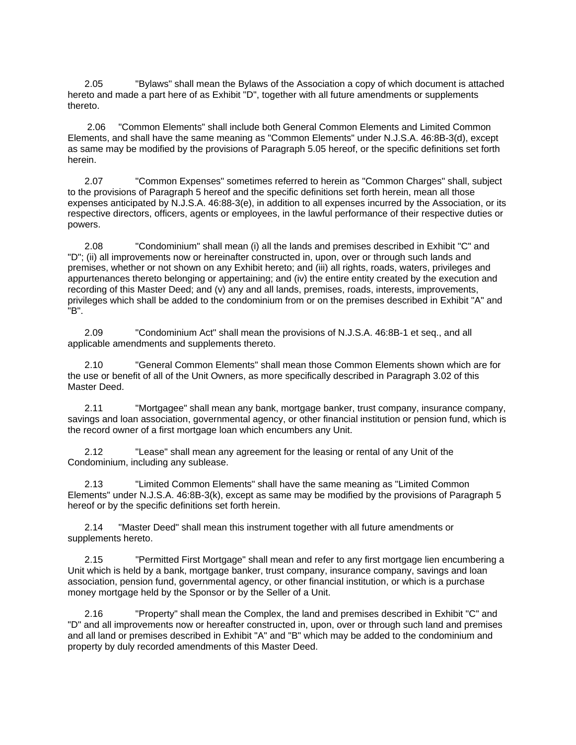2.05 "Bylaws" shall mean the Bylaws of the Association a copy of which document is attached hereto and made a part here of as Exhibit "D", together with all future amendments or supplements thereto.

2.06 "Common Elements" shall include both General Common Elements and Limited Common Elements, and shall have the same meaning as "Common Elements" under N.J.S.A. 46:8B-3(d), except as same may be modified by the provisions of Paragraph 5.05 hereof, or the specific definitions set forth herein.

2.07 "Common Expenses" sometimes referred to herein as "Common Charges" shall, subject to the provisions of Paragraph 5 hereof and the specific definitions set forth herein, mean all those expenses anticipated by N.J.S.A. 46:88-3(e), in addition to all expenses incurred by the Association, or its respective directors, officers, agents or employees, in the lawful performance of their respective duties or powers.

2.08 "Condominium" shall mean (i) all the lands and premises described in Exhibit "C" and "D"; (ii) all improvements now or hereinafter constructed in, upon, over or through such lands and premises, whether or not shown on any Exhibit hereto; and (iii) all rights, roads, waters, privileges and appurtenances thereto belonging or appertaining; and (iv) the entire entity created by the execution and recording of this Master Deed; and (v) any and all lands, premises, roads, interests, improvements, privileges which shall be added to the condominium from or on the premises described in Exhibit "A" and "B".

2.09 "Condominium Act" shall mean the provisions of N.J.S.A. 46:8B-1 et seq., and all applicable amendments and supplements thereto.

2.10 "General Common Elements" shall mean those Common Elements shown which are for the use or benefit of all of the Unit Owners, as more specifically described in Paragraph 3.02 of this Master Deed.

2.11 "Mortgagee" shall mean any bank, mortgage banker, trust company, insurance company, savings and loan association, governmental agency, or other financial institution or pension fund, which is the record owner of a first mortgage loan which encumbers any Unit.

2.12 "Lease" shall mean any agreement for the leasing or rental of any Unit of the Condominium, including any sublease.

2.13 "Limited Common Elements" shall have the same meaning as "Limited Common Elements" under N.J.S.A. 46:8B-3(k), except as same may be modified by the provisions of Paragraph 5 hereof or by the specific definitions set forth herein.

2.14 "Master Deed" shall mean this instrument together with all future amendments or supplements hereto.

2.15 "Permitted First Mortgage" shall mean and refer to any first mortgage lien encumbering a Unit which is held by a bank, mortgage banker, trust company, insurance company, savings and loan association, pension fund, governmental agency, or other financial institution, or which is a purchase money mortgage held by the Sponsor or by the Seller of a Unit.

2.16 "Property" shall mean the Complex, the land and premises described in Exhibit "C" and "D" and all improvements now or hereafter constructed in, upon, over or through such land and premises and all land or premises described in Exhibit "A" and "B" which may be added to the condominium and property by duly recorded amendments of this Master Deed.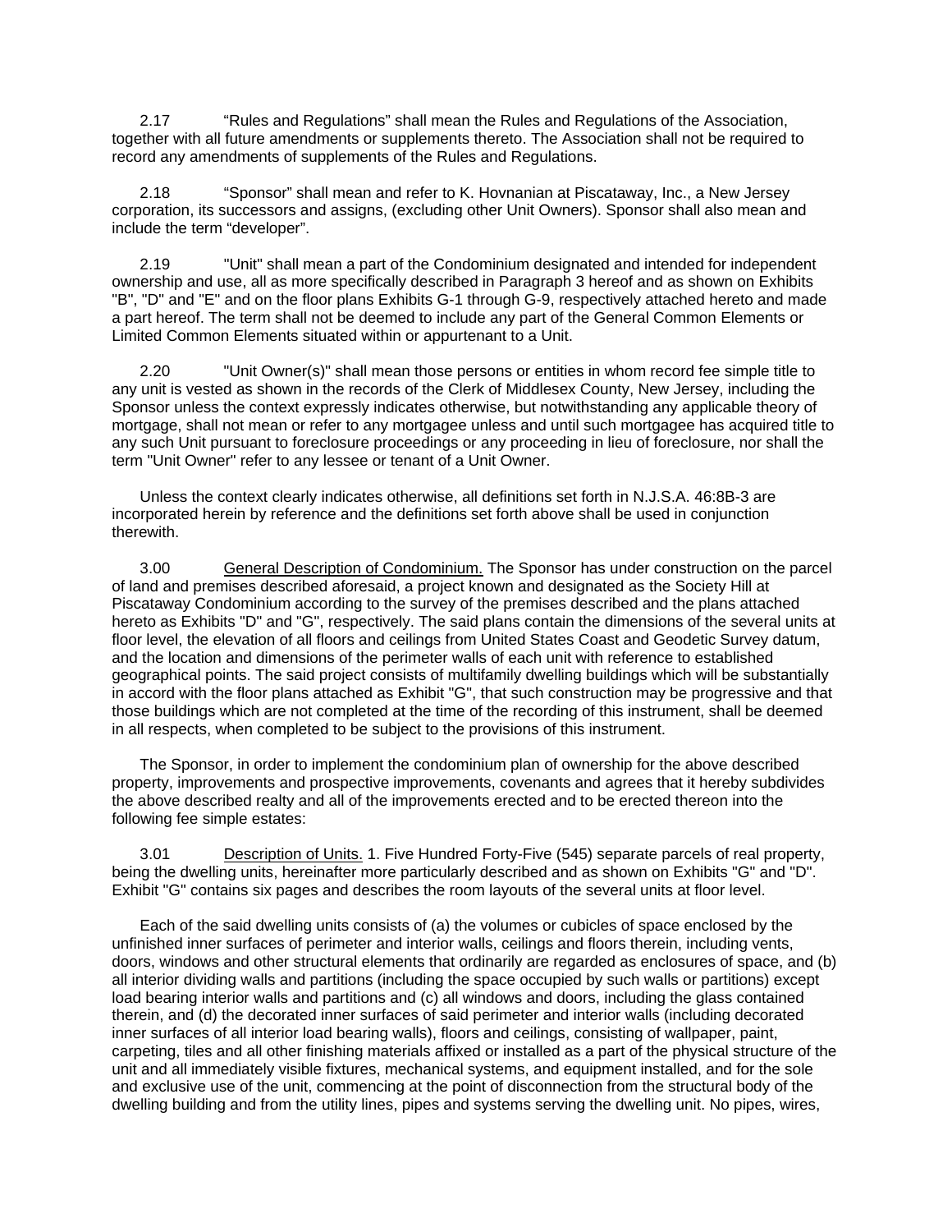2.17 "Rules and Regulations" shall mean the Rules and Regulations of the Association, together with all future amendments or supplements thereto. The Association shall not be required to record any amendments of supplements of the Rules and Regulations.

2.18 "Sponsor" shall mean and refer to K. Hovnanian at Piscataway, Inc., a New Jersey corporation, its successors and assigns, (excluding other Unit Owners). Sponsor shall also mean and include the term "developer".

2.19 "Unit" shall mean a part of the Condominium designated and intended for independent ownership and use, all as more specifically described in Paragraph 3 hereof and as shown on Exhibits "B", "D" and "E" and on the floor plans Exhibits G-1 through G-9, respectively attached hereto and made a part hereof. The term shall not be deemed to include any part of the General Common Elements or Limited Common Elements situated within or appurtenant to a Unit.

2.20 "Unit Owner(s)" shall mean those persons or entities in whom record fee simple title to any unit is vested as shown in the records of the Clerk of Middlesex County, New Jersey, including the Sponsor unless the context expressly indicates otherwise, but notwithstanding any applicable theory of mortgage, shall not mean or refer to any mortgagee unless and until such mortgagee has acquired title to any such Unit pursuant to foreclosure proceedings or any proceeding in lieu of foreclosure, nor shall the term "Unit Owner" refer to any lessee or tenant of a Unit Owner.

Unless the context clearly indicates otherwise, all definitions set forth in N.J.S.A. 46:8B-3 are incorporated herein by reference and the definitions set forth above shall be used in conjunction therewith.

3.00 General Description of Condominium. The Sponsor has under construction on the parcel of land and premises described aforesaid, a project known and designated as the Society Hill at Piscataway Condominium according to the survey of the premises described and the plans attached hereto as Exhibits "D" and "G", respectively. The said plans contain the dimensions of the several units at floor level, the elevation of all floors and ceilings from United States Coast and Geodetic Survey datum, and the location and dimensions of the perimeter walls of each unit with reference to established geographical points. The said project consists of multifamily dwelling buildings which will be substantially in accord with the floor plans attached as Exhibit "G", that such construction may be progressive and that those buildings which are not completed at the time of the recording of this instrument, shall be deemed in all respects, when completed to be subject to the provisions of this instrument.

The Sponsor, in order to implement the condominium plan of ownership for the above described property, improvements and prospective improvements, covenants and agrees that it hereby subdivides the above described realty and all of the improvements erected and to be erected thereon into the following fee simple estates:

3.01 Description of Units. 1. Five Hundred Forty-Five (545) separate parcels of real property, being the dwelling units, hereinafter more particularly described and as shown on Exhibits "G" and "D". Exhibit "G" contains six pages and describes the room layouts of the several units at floor level.

Each of the said dwelling units consists of (a) the volumes or cubicles of space enclosed by the unfinished inner surfaces of perimeter and interior walls, ceilings and floors therein, including vents, doors, windows and other structural elements that ordinarily are regarded as enclosures of space, and (b) all interior dividing walls and partitions (including the space occupied by such walls or partitions) except load bearing interior walls and partitions and (c) all windows and doors, including the glass contained therein, and (d) the decorated inner surfaces of said perimeter and interior walls (including decorated inner surfaces of all interior load bearing walls), floors and ceilings, consisting of wallpaper, paint, carpeting, tiles and all other finishing materials affixed or installed as a part of the physical structure of the unit and all immediately visible fixtures, mechanical systems, and equipment installed, and for the sole and exclusive use of the unit, commencing at the point of disconnection from the structural body of the dwelling building and from the utility lines, pipes and systems serving the dwelling unit. No pipes, wires,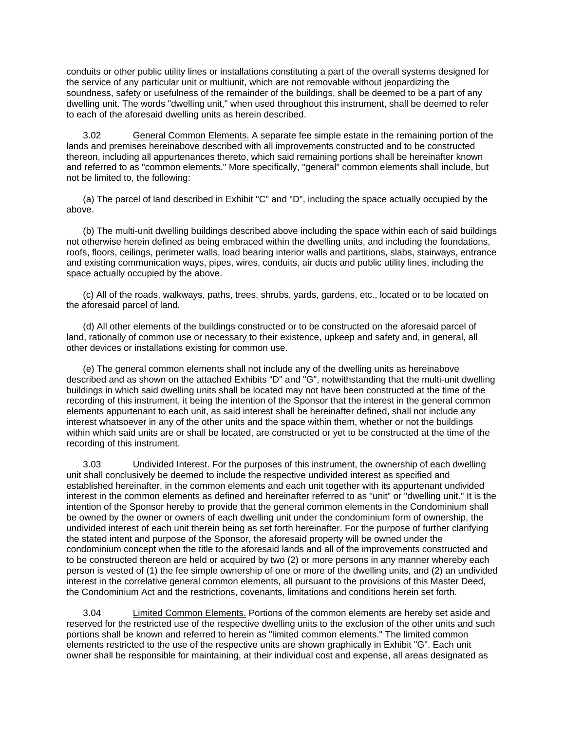conduits or other public utility lines or installations constituting a part of the overall systems designed for the service of any particular unit or multiunit, which are not removable without jeopardizing the soundness, safety or usefulness of the remainder of the buildings, shall be deemed to be a part of any dwelling unit. The words "dwelling unit," when used throughout this instrument, shall be deemed to refer to each of the aforesaid dwelling units as herein described.

3.02 General Common Elements. A separate fee simple estate in the remaining portion of the lands and premises hereinabove described with all improvements constructed and to be constructed thereon, including all appurtenances thereto, which said remaining portions shall be hereinafter known and referred to as "common elements." More specifically, "general" common elements shall include, but not be limited to, the following:

(a) The parcel of land described in Exhibit "C" and "D", including the space actually occupied by the above.

(b) The multi-unit dwelling buildings described above including the space within each of said buildings not otherwise herein defined as being embraced within the dwelling units, and including the foundations, roofs, floors, ceilings, perimeter walls, load bearing interior walls and partitions, slabs, stairways, entrance and existing communication ways, pipes, wires, conduits, air ducts and public utility lines, including the space actually occupied by the above.

(c) All of the roads, walkways, paths, trees, shrubs, yards, gardens, etc., located or to be located on the aforesaid parcel of land.

(d) All other elements of the buildings constructed or to be constructed on the aforesaid parcel of land, rationally of common use or necessary to their existence, upkeep and safety and, in general, all other devices or installations existing for common use.

(e) The general common elements shall not include any of the dwelling units as hereinabove described and as shown on the attached Exhibits "D" and "G", notwithstanding that the multi-unit dwelling buildings in which said dwelling units shall be located may not have been constructed at the time of the recording of this instrument, it being the intention of the Sponsor that the interest in the general common elements appurtenant to each unit, as said interest shall be hereinafter defined, shall not include any interest whatsoever in any of the other units and the space within them, whether or not the buildings within which said units are or shall be located, are constructed or yet to be constructed at the time of the recording of this instrument.

3.03 Undivided Interest. For the purposes of this instrument, the ownership of each dwelling unit shall conclusively be deemed to include the respective undivided interest as specified and established hereinafter, in the common elements and each unit together with its appurtenant undivided interest in the common elements as defined and hereinafter referred to as "unit" or "dwelling unit." It is the intention of the Sponsor hereby to provide that the general common elements in the Condominium shall be owned by the owner or owners of each dwelling unit under the condominium form of ownership, the undivided interest of each unit therein being as set forth hereinafter. For the purpose of further clarifying the stated intent and purpose of the Sponsor, the aforesaid property will be owned under the condominium concept when the title to the aforesaid lands and all of the improvements constructed and to be constructed thereon are held or acquired by two (2) or more persons in any manner whereby each person is vested of (1) the fee simple ownership of one or more of the dwelling units, and (2) an undivided interest in the correlative general common elements, all pursuant to the provisions of this Master Deed, the Condominium Act and the restrictions, covenants, limitations and conditions herein set forth.

3.04 Limited Common Elements. Portions of the common elements are hereby set aside and reserved for the restricted use of the respective dwelling units to the exclusion of the other units and such portions shall be known and referred to herein as "limited common elements." The limited common elements restricted to the use of the respective units are shown graphically in Exhibit "G". Each unit owner shall be responsible for maintaining, at their individual cost and expense, all areas designated as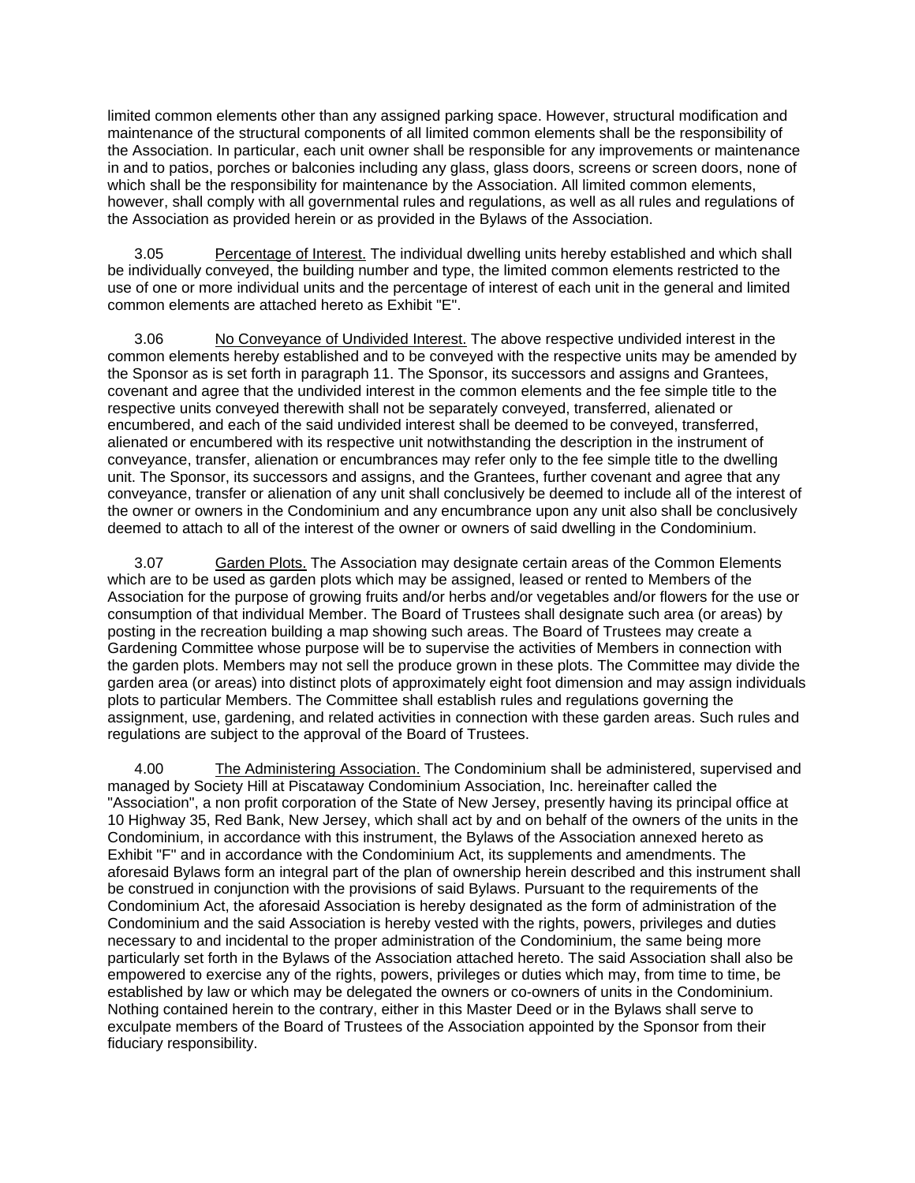limited common elements other than any assigned parking space. However, structural modification and maintenance of the structural components of all limited common elements shall be the responsibility of the Association. In particular, each unit owner shall be responsible for any improvements or maintenance in and to patios, porches or balconies including any glass, glass doors, screens or screen doors, none of which shall be the responsibility for maintenance by the Association. All limited common elements, however, shall comply with all governmental rules and regulations, as well as all rules and regulations of the Association as provided herein or as provided in the Bylaws of the Association.

3.05 Percentage of Interest. The individual dwelling units hereby established and which shall be individually conveyed, the building number and type, the limited common elements restricted to the use of one or more individual units and the percentage of interest of each unit in the general and limited common elements are attached hereto as Exhibit "E".

3.06 No Conveyance of Undivided Interest. The above respective undivided interest in the common elements hereby established and to be conveyed with the respective units may be amended by the Sponsor as is set forth in paragraph 11. The Sponsor, its successors and assigns and Grantees, covenant and agree that the undivided interest in the common elements and the fee simple title to the respective units conveyed therewith shall not be separately conveyed, transferred, alienated or encumbered, and each of the said undivided interest shall be deemed to be conveyed, transferred, alienated or encumbered with its respective unit notwithstanding the description in the instrument of conveyance, transfer, alienation or encumbrances may refer only to the fee simple title to the dwelling unit. The Sponsor, its successors and assigns, and the Grantees, further covenant and agree that any conveyance, transfer or alienation of any unit shall conclusively be deemed to include all of the interest of the owner or owners in the Condominium and any encumbrance upon any unit also shall be conclusively deemed to attach to all of the interest of the owner or owners of said dwelling in the Condominium.

3.07 Garden Plots. The Association may designate certain areas of the Common Elements which are to be used as garden plots which may be assigned, leased or rented to Members of the Association for the purpose of growing fruits and/or herbs and/or vegetables and/or flowers for the use or consumption of that individual Member. The Board of Trustees shall designate such area (or areas) by posting in the recreation building a map showing such areas. The Board of Trustees may create a Gardening Committee whose purpose will be to supervise the activities of Members in connection with the garden plots. Members may not sell the produce grown in these plots. The Committee may divide the garden area (or areas) into distinct plots of approximately eight foot dimension and may assign individuals plots to particular Members. The Committee shall establish rules and regulations governing the assignment, use, gardening, and related activities in connection with these garden areas. Such rules and regulations are subject to the approval of the Board of Trustees.

4.00 The Administering Association. The Condominium shall be administered, supervised and managed by Society Hill at Piscataway Condominium Association, Inc. hereinafter called the "Association", a non profit corporation of the State of New Jersey, presently having its principal office at 10 Highway 35, Red Bank, New Jersey, which shall act by and on behalf of the owners of the units in the Condominium, in accordance with this instrument, the Bylaws of the Association annexed hereto as Exhibit "F" and in accordance with the Condominium Act, its supplements and amendments. The aforesaid Bylaws form an integral part of the plan of ownership herein described and this instrument shall be construed in conjunction with the provisions of said Bylaws. Pursuant to the requirements of the Condominium Act, the aforesaid Association is hereby designated as the form of administration of the Condominium and the said Association is hereby vested with the rights, powers, privileges and duties necessary to and incidental to the proper administration of the Condominium, the same being more particularly set forth in the Bylaws of the Association attached hereto. The said Association shall also be empowered to exercise any of the rights, powers, privileges or duties which may, from time to time, be established by law or which may be delegated the owners or co-owners of units in the Condominium. Nothing contained herein to the contrary, either in this Master Deed or in the Bylaws shall serve to exculpate members of the Board of Trustees of the Association appointed by the Sponsor from their fiduciary responsibility.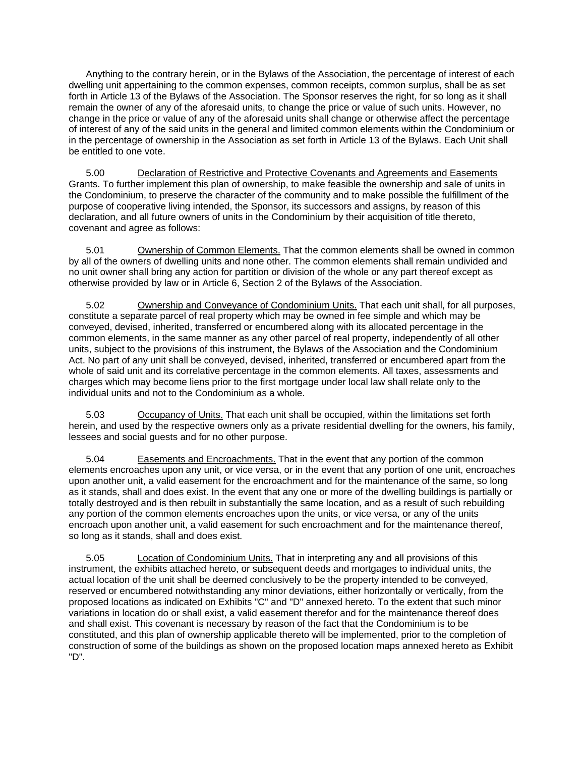Anything to the contrary herein, or in the Bylaws of the Association, the percentage of interest of each dwelling unit appertaining to the common expenses, common receipts, common surplus, shall be as set forth in Article 13 of the Bylaws of the Association. The Sponsor reserves the right, for so long as it shall remain the owner of any of the aforesaid units, to change the price or value of such units. However, no change in the price or value of any of the aforesaid units shall change or otherwise affect the percentage of interest of any of the said units in the general and limited common elements within the Condominium or in the percentage of ownership in the Association as set forth in Article 13 of the Bylaws. Each Unit shall be entitled to one vote.

5.00 Declaration of Restrictive and Protective Covenants and Agreements and Easements Grants. To further implement this plan of ownership, to make feasible the ownership and sale of units in the Condominium, to preserve the character of the community and to make possible the fulfillment of the purpose of cooperative living intended, the Sponsor, its successors and assigns, by reason of this declaration, and all future owners of units in the Condominium by their acquisition of title thereto, covenant and agree as follows:

5.01 Ownership of Common Elements. That the common elements shall be owned in common by all of the owners of dwelling units and none other. The common elements shall remain undivided and no unit owner shall bring any action for partition or division of the whole or any part thereof except as otherwise provided by law or in Article 6, Section 2 of the Bylaws of the Association.

5.02 Ownership and Conveyance of Condominium Units. That each unit shall, for all purposes, constitute a separate parcel of real property which may be owned in fee simple and which may be conveyed, devised, inherited, transferred or encumbered along with its allocated percentage in the common elements, in the same manner as any other parcel of real property, independently of all other units, subject to the provisions of this instrument, the Bylaws of the Association and the Condominium Act. No part of any unit shall be conveyed, devised, inherited, transferred or encumbered apart from the whole of said unit and its correlative percentage in the common elements. All taxes, assessments and charges which may become liens prior to the first mortgage under local law shall relate only to the individual units and not to the Condominium as a whole.

5.03 Occupancy of Units. That each unit shall be occupied, within the limitations set forth herein, and used by the respective owners only as a private residential dwelling for the owners, his family, lessees and social guests and for no other purpose.

5.04 Easements and Encroachments. That in the event that any portion of the common elements encroaches upon any unit, or vice versa, or in the event that any portion of one unit, encroaches upon another unit, a valid easement for the encroachment and for the maintenance of the same, so long as it stands, shall and does exist. In the event that any one or more of the dwelling buildings is partially or totally destroyed and is then rebuilt in substantially the same location, and as a result of such rebuilding any portion of the common elements encroaches upon the units, or vice versa, or any of the units encroach upon another unit, a valid easement for such encroachment and for the maintenance thereof, so long as it stands, shall and does exist.

5.05 Location of Condominium Units. That in interpreting any and all provisions of this instrument, the exhibits attached hereto, or subsequent deeds and mortgages to individual units, the actual location of the unit shall be deemed conclusively to be the property intended to be conveyed, reserved or encumbered notwithstanding any minor deviations, either horizontally or vertically, from the proposed locations as indicated on Exhibits "C" and "D" annexed hereto. To the extent that such minor variations in location do or shall exist, a valid easement therefor and for the maintenance thereof does and shall exist. This covenant is necessary by reason of the fact that the Condominium is to be constituted, and this plan of ownership applicable thereto will be implemented, prior to the completion of construction of some of the buildings as shown on the proposed location maps annexed hereto as Exhibit "D".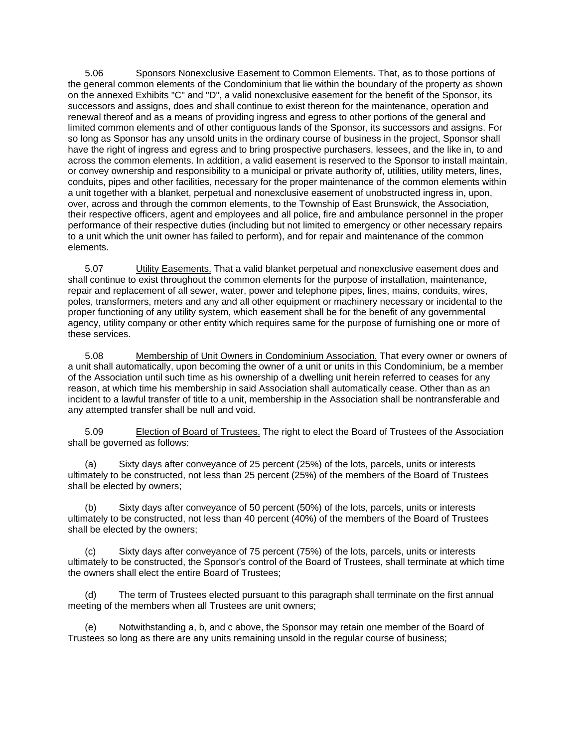5.06 Sponsors Nonexclusive Easement to Common Elements. That, as to those portions of the general common elements of the Condominium that lie within the boundary of the property as shown on the annexed Exhibits "C" and "D", a valid nonexclusive easement for the benefit of the Sponsor, its successors and assigns, does and shall continue to exist thereon for the maintenance, operation and renewal thereof and as a means of providing ingress and egress to other portions of the general and limited common elements and of other contiguous lands of the Sponsor, its successors and assigns. For so long as Sponsor has any unsold units in the ordinary course of business in the project, Sponsor shall have the right of ingress and egress and to bring prospective purchasers, lessees, and the like in, to and across the common elements. In addition, a valid easement is reserved to the Sponsor to install maintain, or convey ownership and responsibility to a municipal or private authority of, utilities, utility meters, lines, conduits, pipes and other facilities, necessary for the proper maintenance of the common elements within a unit together with a blanket, perpetual and nonexclusive easement of unobstructed ingress in, upon, over, across and through the common elements, to the Township of East Brunswick, the Association, their respective officers, agent and employees and all police, fire and ambulance personnel in the proper performance of their respective duties (including but not limited to emergency or other necessary repairs to a unit which the unit owner has failed to perform), and for repair and maintenance of the common elements.

5.07 Utility Easements. That a valid blanket perpetual and nonexclusive easement does and shall continue to exist throughout the common elements for the purpose of installation, maintenance, repair and replacement of all sewer, water, power and telephone pipes, lines, mains, conduits, wires, poles, transformers, meters and any and all other equipment or machinery necessary or incidental to the proper functioning of any utility system, which easement shall be for the benefit of any governmental agency, utility company or other entity which requires same for the purpose of furnishing one or more of these services.

5.08 Membership of Unit Owners in Condominium Association. That every owner or owners of a unit shall automatically, upon becoming the owner of a unit or units in this Condominium, be a member of the Association until such time as his ownership of a dwelling unit herein referred to ceases for any reason, at which time his membership in said Association shall automatically cease. Other than as an incident to a lawful transfer of title to a unit, membership in the Association shall be nontransferable and any attempted transfer shall be null and void.

5.09 Election of Board of Trustees. The right to elect the Board of Trustees of the Association shall be governed as follows:

(a) Sixty days after conveyance of 25 percent (25%) of the lots, parcels, units or interests ultimately to be constructed, not less than 25 percent (25%) of the members of the Board of Trustees shall be elected by owners;

(b) Sixty days after conveyance of 50 percent (50%) of the lots, parcels, units or interests ultimately to be constructed, not less than 40 percent (40%) of the members of the Board of Trustees shall be elected by the owners;

(c) Sixty days after conveyance of 75 percent (75%) of the lots, parcels, units or interests ultimately to be constructed, the Sponsor's control of the Board of Trustees, shall terminate at which time the owners shall elect the entire Board of Trustees;

(d) The term of Trustees elected pursuant to this paragraph shall terminate on the first annual meeting of the members when all Trustees are unit owners;

(e) Notwithstanding a, b, and c above, the Sponsor may retain one member of the Board of Trustees so long as there are any units remaining unsold in the regular course of business;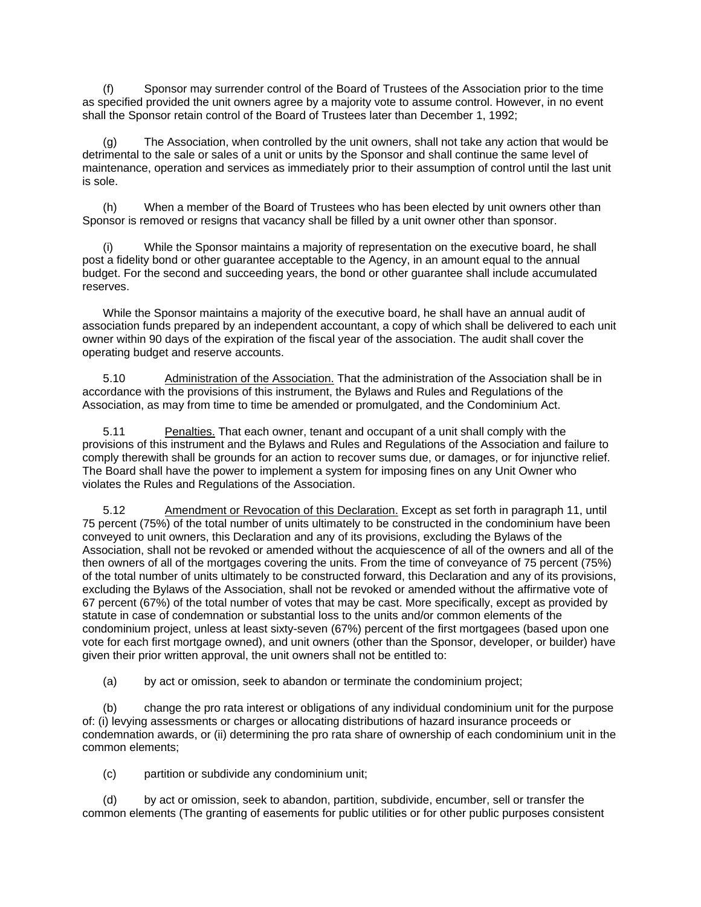(f) Sponsor may surrender control of the Board of Trustees of the Association prior to the time as specified provided the unit owners agree by a majority vote to assume control. However, in no event shall the Sponsor retain control of the Board of Trustees later than December 1, 1992;

(g) The Association, when controlled by the unit owners, shall not take any action that would be detrimental to the sale or sales of a unit or units by the Sponsor and shall continue the same level of maintenance, operation and services as immediately prior to their assumption of control until the last unit is sole.

(h) When a member of the Board of Trustees who has been elected by unit owners other than Sponsor is removed or resigns that vacancy shall be filled by a unit owner other than sponsor.

(i) While the Sponsor maintains a majority of representation on the executive board, he shall post a fidelity bond or other guarantee acceptable to the Agency, in an amount equal to the annual budget. For the second and succeeding years, the bond or other guarantee shall include accumulated reserves.

While the Sponsor maintains a majority of the executive board, he shall have an annual audit of association funds prepared by an independent accountant, a copy of which shall be delivered to each unit owner within 90 days of the expiration of the fiscal year of the association. The audit shall cover the operating budget and reserve accounts.

5.10 Administration of the Association. That the administration of the Association shall be in accordance with the provisions of this instrument, the Bylaws and Rules and Regulations of the Association, as may from time to time be amended or promulgated, and the Condominium Act.

5.11 Penalties. That each owner, tenant and occupant of a unit shall comply with the provisions of this instrument and the Bylaws and Rules and Regulations of the Association and failure to comply therewith shall be grounds for an action to recover sums due, or damages, or for injunctive relief. The Board shall have the power to implement a system for imposing fines on any Unit Owner who violates the Rules and Regulations of the Association.

5.12 Amendment or Revocation of this Declaration. Except as set forth in paragraph 11, until 75 percent (75%) of the total number of units ultimately to be constructed in the condominium have been conveyed to unit owners, this Declaration and any of its provisions, excluding the Bylaws of the Association, shall not be revoked or amended without the acquiescence of all of the owners and all of the then owners of all of the mortgages covering the units. From the time of conveyance of 75 percent (75%) of the total number of units ultimately to be constructed forward, this Declaration and any of its provisions, excluding the Bylaws of the Association, shall not be revoked or amended without the affirmative vote of 67 percent (67%) of the total number of votes that may be cast. More specifically, except as provided by statute in case of condemnation or substantial loss to the units and/or common elements of the condominium project, unless at least sixty-seven (67%) percent of the first mortgagees (based upon one vote for each first mortgage owned), and unit owners (other than the Sponsor, developer, or builder) have given their prior written approval, the unit owners shall not be entitled to:

(a) by act or omission, seek to abandon or terminate the condominium project;

(b) change the pro rata interest or obligations of any individual condominium unit for the purpose of: (i) levying assessments or charges or allocating distributions of hazard insurance proceeds or condemnation awards, or (ii) determining the pro rata share of ownership of each condominium unit in the common elements;

(c) partition or subdivide any condominium unit;

(d) by act or omission, seek to abandon, partition, subdivide, encumber, sell or transfer the common elements (The granting of easements for public utilities or for other public purposes consistent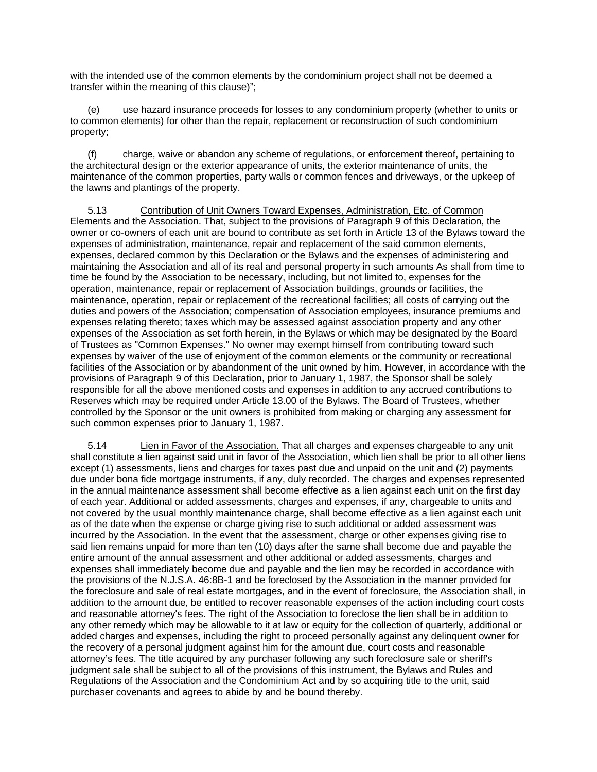with the intended use of the common elements by the condominium project shall not be deemed a transfer within the meaning of this clause)";

(e) use hazard insurance proceeds for losses to any condominium property (whether to units or to common elements) for other than the repair, replacement or reconstruction of such condominium property;

(f) charge, waive or abandon any scheme of regulations, or enforcement thereof, pertaining to the architectural design or the exterior appearance of units, the exterior maintenance of units, the maintenance of the common properties, party walls or common fences and driveways, or the upkeep of the lawns and plantings of the property.

5.13 Contribution of Unit Owners Toward Expenses, Administration, Etc. of Common Elements and the Association. That, subject to the provisions of Paragraph 9 of this Declaration, the owner or co-owners of each unit are bound to contribute as set forth in Article 13 of the Bylaws toward the expenses of administration, maintenance, repair and replacement of the said common elements, expenses, declared common by this Declaration or the Bylaws and the expenses of administering and maintaining the Association and all of its real and personal property in such amounts As shall from time to time be found by the Association to be necessary, including, but not limited to, expenses for the operation, maintenance, repair or replacement of Association buildings, grounds or facilities, the maintenance, operation, repair or replacement of the recreational facilities; all costs of carrying out the duties and powers of the Association; compensation of Association employees, insurance premiums and expenses relating thereto; taxes which may be assessed against association property and any other expenses of the Association as set forth herein, in the Bylaws or which may be designated by the Board of Trustees as "Common Expenses." No owner may exempt himself from contributing toward such expenses by waiver of the use of enjoyment of the common elements or the community or recreational facilities of the Association or by abandonment of the unit owned by him. However, in accordance with the provisions of Paragraph 9 of this Declaration, prior to January 1, 1987, the Sponsor shall be solely responsible for all the above mentioned costs and expenses in addition to any accrued contributions to Reserves which may be required under Article 13.00 of the Bylaws. The Board of Trustees, whether controlled by the Sponsor or the unit owners is prohibited from making or charging any assessment for such common expenses prior to January 1, 1987.

5.14 Lien in Favor of the Association. That all charges and expenses chargeable to any unit shall constitute a lien against said unit in favor of the Association, which lien shall be prior to all other liens except (1) assessments, liens and charges for taxes past due and unpaid on the unit and (2) payments due under bona fide mortgage instruments, if any, duly recorded. The charges and expenses represented in the annual maintenance assessment shall become effective as a lien against each unit on the first day of each year. Additional or added assessments, charges and expenses, if any, chargeable to units and not covered by the usual monthly maintenance charge, shall become effective as a lien against each unit as of the date when the expense or charge giving rise to such additional or added assessment was incurred by the Association. In the event that the assessment, charge or other expenses giving rise to said lien remains unpaid for more than ten (10) days after the same shall become due and payable the entire amount of the annual assessment and other additional or added assessments, charges and expenses shall immediately become due and payable and the lien may be recorded in accordance with the provisions of the N.J.S.A. 46:8B-1 and be foreclosed by the Association in the manner provided for the foreclosure and sale of real estate mortgages, and in the event of foreclosure, the Association shall, in addition to the amount due, be entitled to recover reasonable expenses of the action including court costs and reasonable attorney's fees. The right of the Association to foreclose the lien shall be in addition to any other remedy which may be allowable to it at law or equity for the collection of quarterly, additional or added charges and expenses, including the right to proceed personally against any delinquent owner for the recovery of a personal judgment against him for the amount due, court costs and reasonable attorney's fees. The title acquired by any purchaser following any such foreclosure sale or sheriff's judgment sale shall be subject to all of the provisions of this instrument, the Bylaws and Rules and Regulations of the Association and the Condominium Act and by so acquiring title to the unit, said purchaser covenants and agrees to abide by and be bound thereby.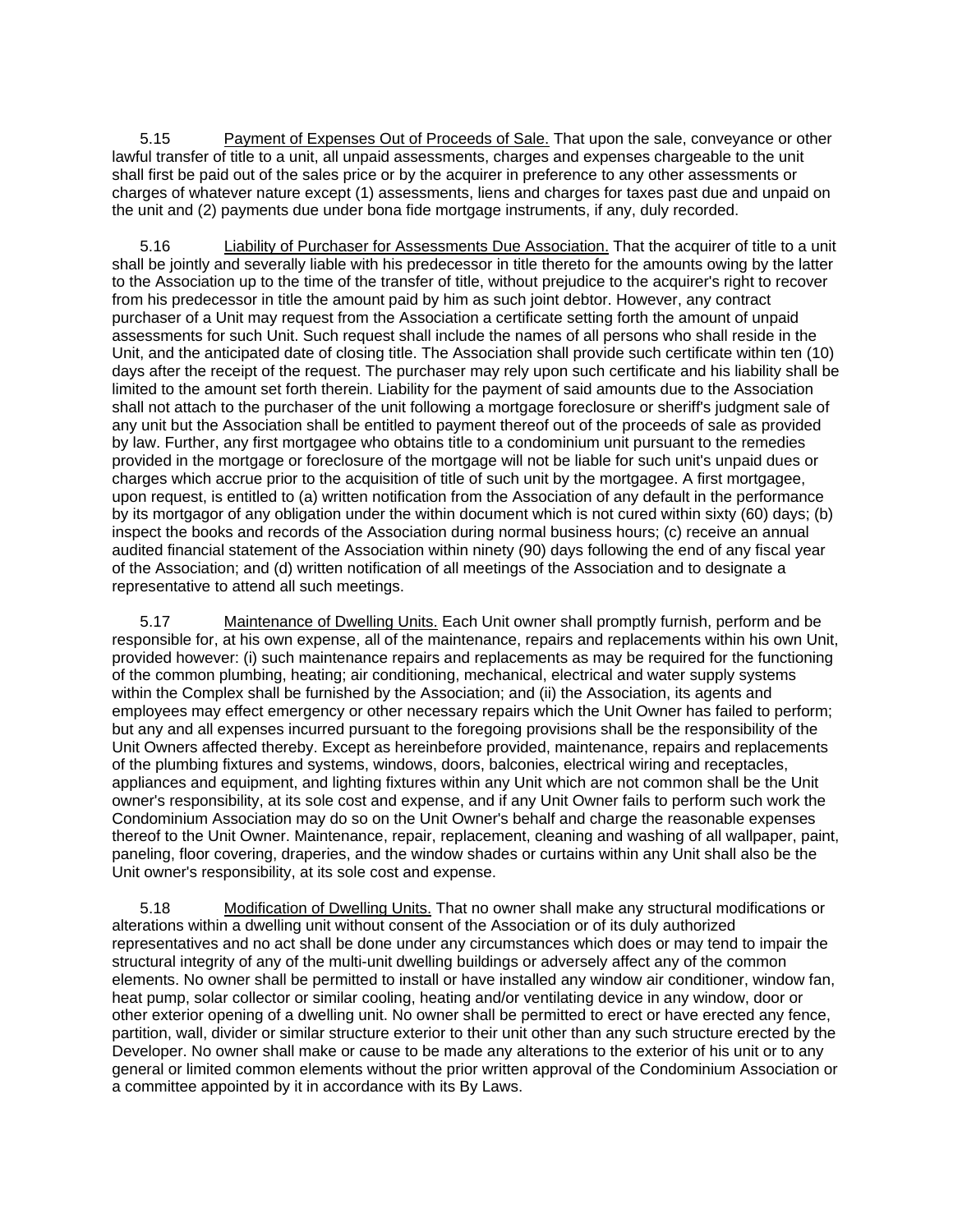5.15 <u>Payment of Expenses Out of Proceeds of Sale.</u> That upon the sale, conveyance or other lawful transfer of title to a unit, all unpaid assessments, charges and expenses chargeable to the unit shall first be paid out of the sales price or by the acquirer in preference to any other assessments or charges of whatever nature except (1) assessments, liens and charges for taxes past due and unpaid on the unit and (2) payments due under bona fide mortgage instruments, if any, duly recorded.

5.16 <u>Liability of Purchaser for Assessments Due Association.</u> That the acquirer of title to a unit shall be jointly and severally liable with his predecessor in title thereto for the amounts owing by the latter to the Association up to the time of the transfer of title, without prejudice to the acquirer's right to recover from his predecessor in title the amount paid by him as such joint debtor. However, any contract purchaser of a Unit may request from the Association a certificate setting forth the amount of unpaid assessments for such Unit. Such request shall include the names of all persons who shall reside in the Unit, and the anticipated date of closing title. The Association shall provide such certificate within ten (10) days after the receipt of the request. The purchaser may rely upon such certificate and his liability shall be limited to the amount set forth therein. Liability for the payment of said amounts due to the Association shall not attach to the purchaser of the unit following a mortgage foreclosure or sheriff's judgment sale of any unit but the Association shall be entitled to payment thereof out of the proceeds of sale as provided by law. Further, any first mortgagee who obtains title to a condominium unit pursuant to the remedies provided in the mortgage or foreclosure of the mortgage will not be liable for such unit's unpaid dues or charges which accrue prior to the acquisition of title of such unit by the mortgagee. A first mortgagee, upon request, is entitled to (a) written notification from the Association of any default in the performance by its mortgagor of any obligation under the within document which is not cured within sixty (60) days; (b) inspect the books and records of the Association during normal business hours; (c) receive an annual audited financial statement of the Association within ninety (90) days following the end of any fiscal year of the Association; and (d) written notification of all meetings of the Association and to designate a representative to attend all such meetings.

5.17 <u>Maintenance of Dwelling Units.</u> Each Unit owner shall promptly furnish, perform and be responsible for, at his own expense, all of the maintenance, repairs and replacements within his own Unit, provided however: (i) such maintenance repairs and replacements as may be required for the functioning of the common plumbing, heating; air conditioning, mechanical, electrical and water supply systems within the Complex shall be furnished by the Association; and (ii) the Association, its agents and employees may effect emergency or other necessary repairs which the Unit Owner has failed to perform; but any and all expenses incurred pursuant to the foregoing provisions shall be the responsibility of the Unit Owners affected thereby. Except as hereinbefore provided, maintenance, repairs and replacements of the plumbing fixtures and systems, windows, doors, balconies, electrical wiring and receptacles, appliances and equipment, and lighting fixtures within any Unit which are not common shall be the Unit owner's responsibility, at its sole cost and expense, and if any Unit Owner fails to perform such work the Condominium Association may do so on the Unit Owner's behalf and charge the reasonable expenses thereof to the Unit Owner. Maintenance, repair, replacement, cleaning and washing of all wallpaper, paint, paneling, floor covering, draperies, and the window shades or curtains within any Unit shall also be the Unit owner's responsibility, at its sole cost and expense.

5.18 <u>Modification of Dwelling Units.</u> That no owner shall make any structural modifications or alterations within a dwelling unit without consent of the Association or of its duly authorized representatives and no act shall be done under any circumstances which does or may tend to impair the structural integrity of any of the multi-unit dwelling buildings or adversely affect any of the common elements. No owner shall be permitted to install or have installed any window air conditioner, window fan, heat pump, solar collector or similar cooling, heating and/or ventilating device in any window, door or other exterior opening of a dwelling unit. No owner shall be permitted to erect or have erected any fence, partition, wall, divider or similar structure exterior to their unit other than any such structure erected by the Developer. No owner shall make or cause to be made any alterations to the exterior of his unit or to any general or limited common elements without the prior written approval of the Condominium Association or a committee appointed by it in accordance with its By Laws.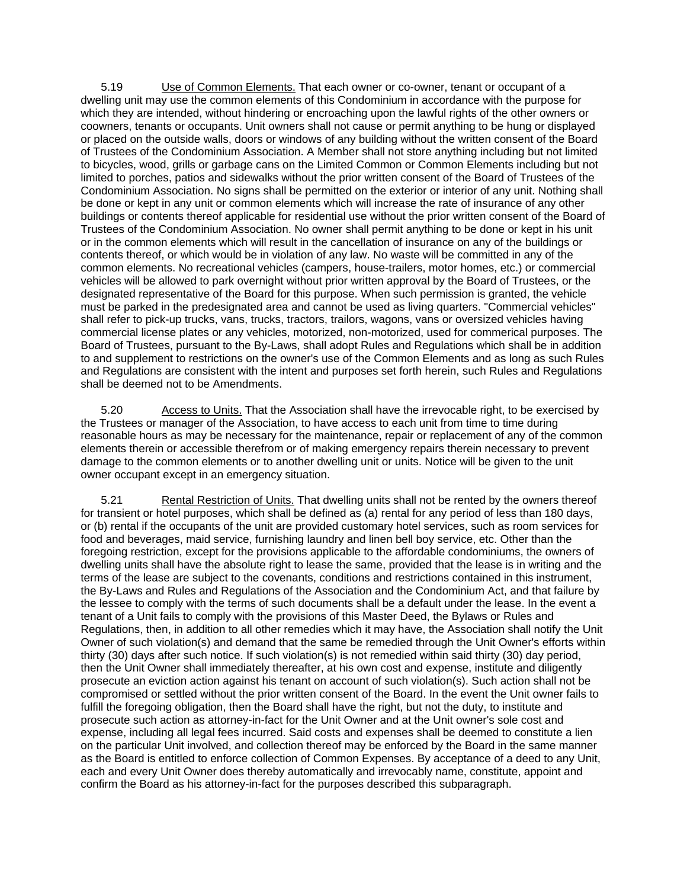5.19 <u>Use of Common Elements.</u> That each owner or co-owner, tenant or occupant of a dwelling unit may use the common elements of this Condominium in accordance with the purpose for which they are intended, without hindering or encroaching upon the lawful rights of the other owners or coowners, tenants or occupants. Unit owners shall not cause or permit anything to be hung or displayed or placed on the outside walls, doors or windows of any building without the written consent of the Board of Trustees of the Condominium Association. A Member shall not store anything including but not limited to bicycles, wood, grills or garbage cans on the Limited Common or Common Elements including but not limited to porches, patios and sidewalks without the prior written consent of the Board of Trustees of the Condominium Association. No signs shall be permitted on the exterior or interior of any unit. Nothing shall be done or kept in any unit or common elements which will increase the rate of insurance of any other buildings or contents thereof applicable for residential use without the prior written consent of the Board of Trustees of the Condominium Association. No owner shall permit anything to be done or kept in his unit or in the common elements which will result in the cancellation of insurance on any of the buildings or contents thereof, or which would be in violation of any law. No waste will be committed in any of the common elements. No recreational vehicles (campers, house-trailers, motor homes, etc.) or commercial vehicles will be allowed to park overnight without prior written approval by the Board of Trustees, or the designated representative of the Board for this purpose. When such permission is granted, the vehicle must be parked in the predesignated area and cannot be used as living quarters. "Commercial vehicles" shall refer to pick-up trucks, vans, trucks, tractors, trailors, wagons, vans or oversized vehicles having commercial license plates or any vehicles, motorized, non-motorized, used for commerical purposes. The Board of Trustees, pursuant to the By-Laws, shall adopt Rules and Regulations which shall be in addition to and supplement to restrictions on the owner's use of the Common Elements and as long as such Rules and Regulations are consistent with the intent and purposes set forth herein, such Rules and Regulations shall be deemed not to be Amendments.

5.20 <u>Access to Units.</u> That the Association shall have the irrevocable right, to be exercised by the Trustees or manager of the Association, to have access to each unit from time to time during reasonable hours as may be necessary for the maintenance, repair or replacement of any of the common elements therein or accessible therefrom or of making emergency repairs therein necessary to prevent damage to the common elements or to another dwelling unit or units. Notice will be given to the unit owner occupant except in an emergency situation.

5.21 <u>Rental Restriction of Units.</u> That dwelling units shall not be rented by the owners thereof for transient or hotel purposes, which shall be defined as (a) rental for any period of less than 180 days, or (b) rental if the occupants of the unit are provided customary hotel services, such as room services for food and beverages, maid service, furnishing laundry and linen bell boy service, etc. Other than the foregoing restriction, except for the provisions applicable to the affordable condominiums, the owners of dwelling units shall have the absolute right to lease the same, provided that the lease is in writing and the terms of the lease are subject to the covenants, conditions and restrictions contained in this instrument, the By-Laws and Rules and Regulations of the Association and the Condominium Act, and that failure by the lessee to comply with the terms of such documents shall be a default under the lease. In the event a tenant of a Unit fails to comply with the provisions of this Master Deed, the Bylaws or Rules and Regulations, then, in addition to all other remedies which it may have, the Association shall notify the Unit Owner of such violation(s) and demand that the same be remedied through the Unit Owner's efforts within thirty (30) days after such notice. If such violation(s) is not remedied within said thirty (30) day period, then the Unit Owner shall immediately thereafter, at his own cost and expense, institute and diligently prosecute an eviction action against his tenant on account of such violation(s). Such action shall not be compromised or settled without the prior written consent of the Board. In the event the Unit owner fails to fulfill the foregoing obligation, then the Board shall have the right, but not the duty, to institute and prosecute such action as attorney-in-fact for the Unit Owner and at the Unit owner's sole cost and expense, including all legal fees incurred. Said costs and expenses shall be deemed to constitute a lien on the particular Unit involved, and collection thereof may be enforced by the Board in the same manner as the Board is entitled to enforce collection of Common Expenses. By acceptance of a deed to any Unit, each and every Unit Owner does thereby automatically and irrevocably name, constitute, appoint and confirm the Board as his attorney-in-fact for the purposes described this subparagraph.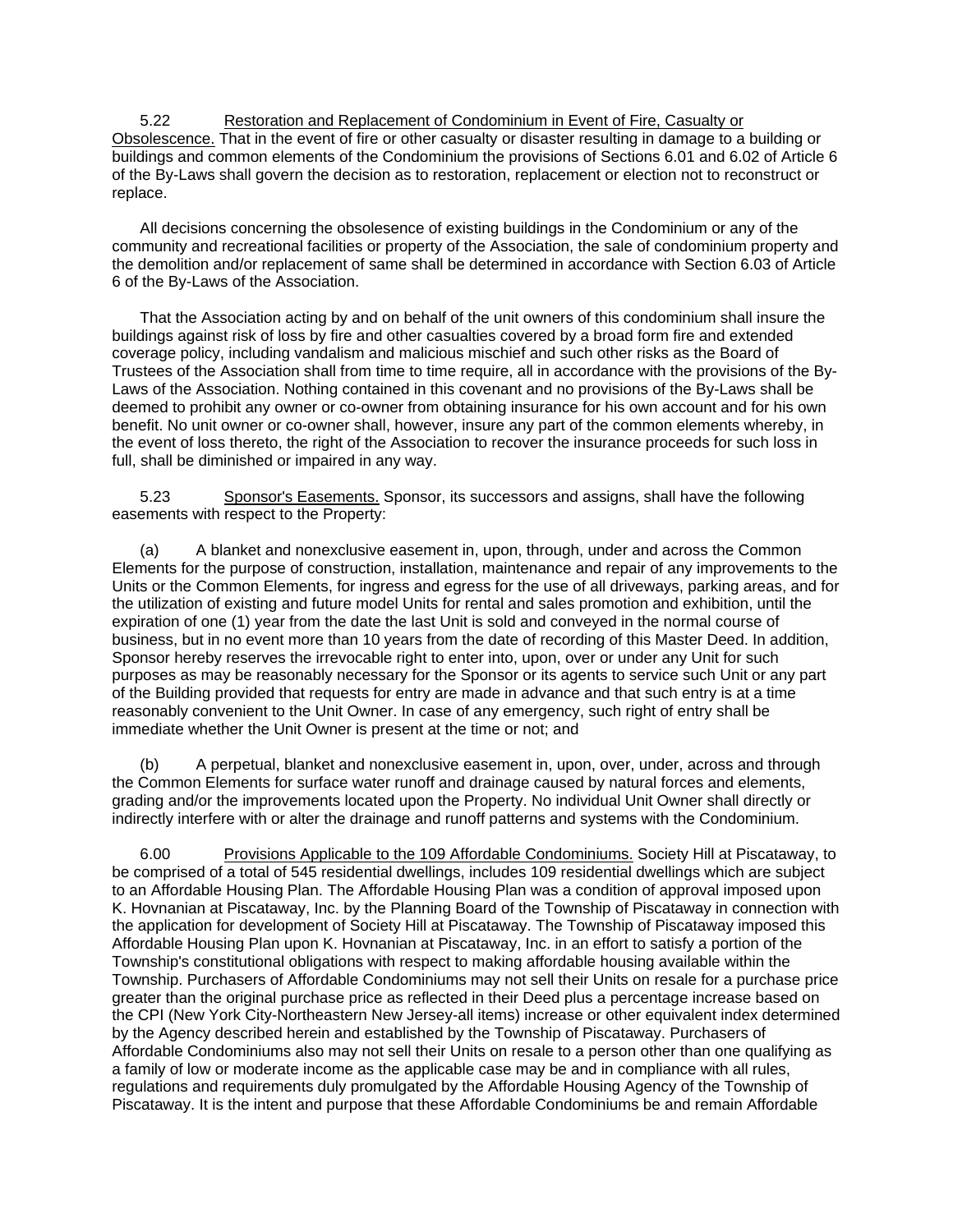5.22 Restoration and Replacement of Condominium in Event of Fire, Casualty or Obsolescence. That in the event of fire or other casualty or disaster resulting in damage to a building or buildings and common elements of the Condominium the provisions of Sections 6.01 and 6.02 of Article 6 of the By-Laws shall govern the decision as to restoration, replacement or election not to reconstruct or replace.

All decisions concerning the obsolesence of existing buildings in the Condominium or any of the community and recreational facilities or property of the Association, the sale of condominium property and the demolition and/or replacement of same shall be determined in accordance with Section 6.03 of Article 6 of the By-Laws of the Association.

That the Association acting by and on behalf of the unit owners of this condominium shall insure the buildings against risk of loss by fire and other casualties covered by a broad form fire and extended coverage policy, including vandalism and malicious mischief and such other risks as the Board of Trustees of the Association shall from time to time require, all in accordance with the provisions of the By-Laws of the Association. Nothing contained in this covenant and no provisions of the By-Laws shall be deemed to prohibit any owner or co-owner from obtaining insurance for his own account and for his own benefit. No unit owner or co-owner shall, however, insure any part of the common elements whereby, in the event of loss thereto, the right of the Association to recover the insurance proceeds for such loss in full, shall be diminished or impaired in any way.

5.23 Sponsor's Easements. Sponsor, its successors and assigns, shall have the following easements with respect to the Property:

(a) A blanket and nonexclusive easement in, upon, through, under and across the Common Elements for the purpose of construction, installation, maintenance and repair of any improvements to the Units or the Common Elements, for ingress and egress for the use of all driveways, parking areas, and for the utilization of existing and future model Units for rental and sales promotion and exhibition, until the expiration of one (1) year from the date the last Unit is sold and conveyed in the normal course of business, but in no event more than 10 years from the date of recording of this Master Deed. In addition, Sponsor hereby reserves the irrevocable right to enter into, upon, over or under any Unit for such purposes as may be reasonably necessary for the Sponsor or its agents to service such Unit or any part of the Building provided that requests for entry are made in advance and that such entry is at a time reasonably convenient to the Unit Owner. In case of any emergency, such right of entry shall be immediate whether the Unit Owner is present at the time or not; and

(b) A perpetual, blanket and nonexclusive easement in, upon, over, under, across and through the Common Elements for surface water runoff and drainage caused by natural forces and elements, grading and/or the improvements located upon the Property. No individual Unit Owner shall directly or indirectly interfere with or alter the drainage and runoff patterns and systems with the Condominium.

6.00 Provisions Applicable to the 109 Affordable Condominiums. Society Hill at Piscataway, to be comprised of a total of 545 residential dwellings, includes 109 residential dwellings which are subject to an Affordable Housing Plan. The Affordable Housing Plan was a condition of approval imposed upon K. Hovnanian at Piscataway, Inc. by the Planning Board of the Township of Piscataway in connection with the application for development of Society Hill at Piscataway. The Township of Piscataway imposed this Affordable Housing Plan upon K. Hovnanian at Piscataway, Inc. in an effort to satisfy a portion of the Township's constitutional obligations with respect to making affordable housing available within the Township. Purchasers of Affordable Condominiums may not sell their Units on resale for a purchase price greater than the original purchase price as reflected in their Deed plus a percentage increase based on the CPI (New York City-Northeastern New Jersey-all items) increase or other equivalent index determined by the Agency described herein and established by the Township of Piscataway. Purchasers of Affordable Condominiums also may not sell their Units on resale to a person other than one qualifying as a family of low or moderate income as the applicable case may be and in compliance with all rules, regulations and requirements duly promulgated by the Affordable Housing Agency of the Township of Piscataway. It is the intent and purpose that these Affordable Condominiums be and remain Affordable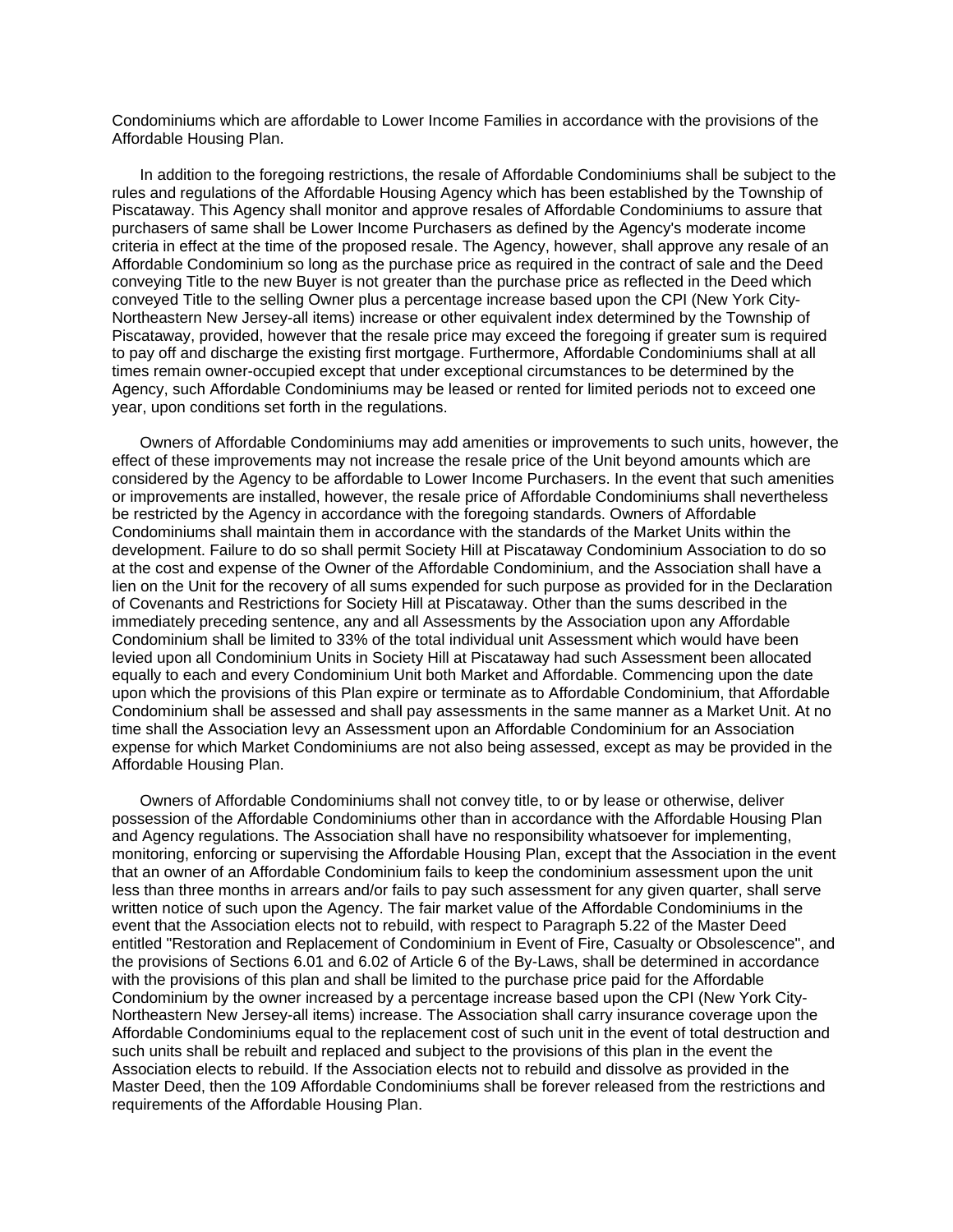Condominiums which are affordable to Lower Income Families in accordance with the provisions of the Affordable Housing Plan.

In addition to the foregoing restrictions, the resale of Affordable Condominiums shall be subject to the rules and regulations of the Affordable Housing Agency which has been established by the Township of Piscataway. This Agency shall monitor and approve resales of Affordable Condominiums to assure that purchasers of same shall be Lower Income Purchasers as defined by the Agency's moderate income criteria in effect at the time of the proposed resale. The Agency, however, shall approve any resale of an Affordable Condominium so long as the purchase price as required in the contract of sale and the Deed conveying Title to the new Buyer is not greater than the purchase price as reflected in the Deed which conveyed Title to the selling Owner plus a percentage increase based upon the CPI (New York City-Northeastern New Jersey-all items) increase or other equivalent index determined by the Township of Piscataway, provided, however that the resale price may exceed the foregoing if greater sum is required to pay off and discharge the existing first mortgage. Furthermore, Affordable Condominiums shall at all times remain owner-occupied except that under exceptional circumstances to be determined by the Agency, such Affordable Condominiums may be leased or rented for limited periods not to exceed one year, upon conditions set forth in the regulations.

Owners of Affordable Condominiums may add amenities or improvements to such units, however, the effect of these improvements may not increase the resale price of the Unit beyond amounts which are considered by the Agency to be affordable to Lower Income Purchasers. In the event that such amenities or improvements are installed, however, the resale price of Affordable Condominiums shall nevertheless be restricted by the Agency in accordance with the foregoing standards. Owners of Affordable Condominiums shall maintain them in accordance with the standards of the Market Units within the development. Failure to do so shall permit Society Hill at Piscataway Condominium Association to do so at the cost and expense of the Owner of the Affordable Condominium, and the Association shall have a lien on the Unit for the recovery of all sums expended for such purpose as provided for in the Declaration of Covenants and Restrictions for Society Hill at Piscataway. Other than the sums described in the immediately preceding sentence, any and all Assessments by the Association upon any Affordable Condominium shall be limited to 33% of the total individual unit Assessment which would have been levied upon all Condominium Units in Society Hill at Piscataway had such Assessment been allocated equally to each and every Condominium Unit both Market and Affordable. Commencing upon the date upon which the provisions of this Plan expire or terminate as to Affordable Condominium, that Affordable Condominium shall be assessed and shall pay assessments in the same manner as a Market Unit. At no time shall the Association levy an Assessment upon an Affordable Condominium for an Association expense for which Market Condominiums are not also being assessed, except as may be provided in the Affordable Housing Plan.

Owners of Affordable Condominiums shall not convey title, to or by lease or otherwise, deliver possession of the Affordable Condominiums other than in accordance with the Affordable Housing Plan and Agency regulations. The Association shall have no responsibility whatsoever for implementing, monitoring, enforcing or supervising the Affordable Housing Plan, except that the Association in the event that an owner of an Affordable Condominium fails to keep the condominium assessment upon the unit less than three months in arrears and/or fails to pay such assessment for any given quarter, shall serve written notice of such upon the Agency. The fair market value of the Affordable Condominiums in the event that the Association elects not to rebuild, with respect to Paragraph 5.22 of the Master Deed entitled "Restoration and Replacement of Condominium in Event of Fire, Casualty or Obsolescence", and the provisions of Sections 6.01 and 6.02 of Article 6 of the By-Laws, shall be determined in accordance with the provisions of this plan and shall be limited to the purchase price paid for the Affordable Condominium by the owner increased by a percentage increase based upon the CPI (New York City-Northeastern New Jersey-all items) increase. The Association shall carry insurance coverage upon the Affordable Condominiums equal to the replacement cost of such unit in the event of total destruction and such units shall be rebuilt and replaced and subject to the provisions of this plan in the event the Association elects to rebuild. If the Association elects not to rebuild and dissolve as provided in the Master Deed, then the 109 Affordable Condominiums shall be forever released from the restrictions and requirements of the Affordable Housing Plan.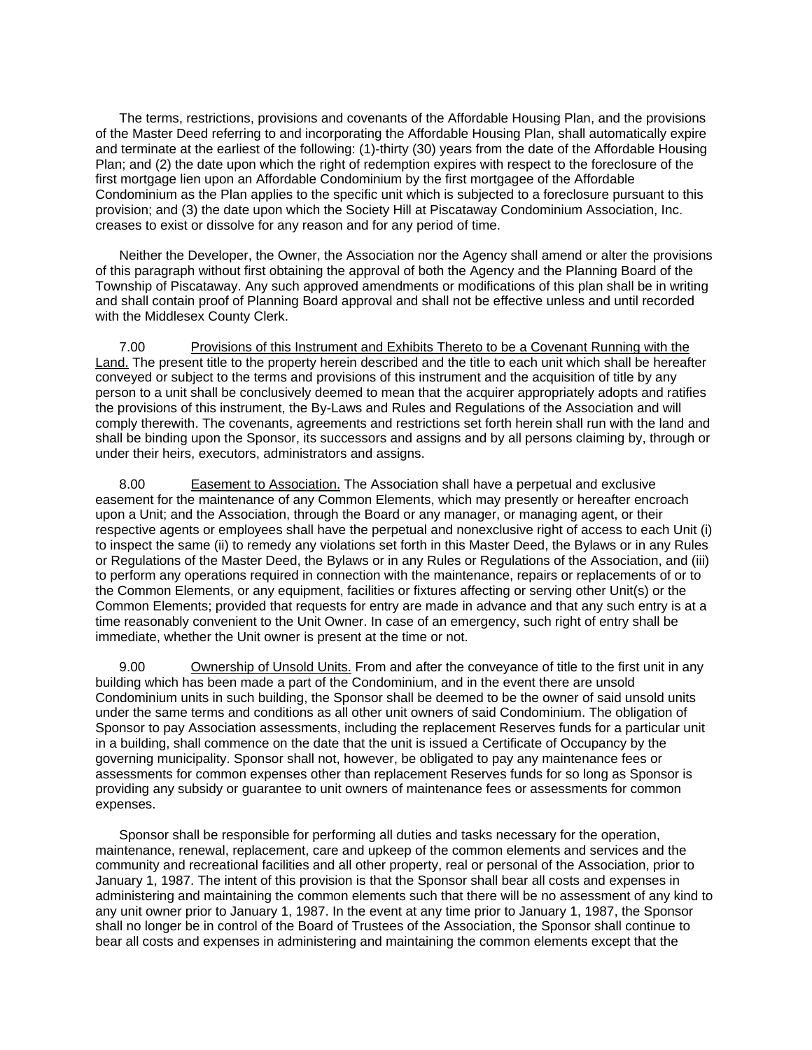The terms, restrictions, provisions and covenants of the Affordable Housing Plan, and the provisions of the Master Deed referring to and incorporating the Affordable Housing Plan, shall automatically expire and terminate at the earliest of the following: (1)-thirty (30) years from the date of the Affordable Housing Plan; and (2) the date upon which the right of redemption expires with respect to the foreclosure of the first mortgage lien upon an Affordable Condominium by the first mortgagee of the Affordable Condominium as the Plan applies to the specific unit which is subjected to a foreclosure pursuant to this provision; and (3) the date upon which the Society Hill at Piscataway Condominium Association, Inc. creases to exist or dissolve for any reason and for any period of time.

Neither the Developer, the Owner, the Association nor the Agency shall amend or alter the provisions of this paragraph without first obtaining the approval of both the Agency and the Planning Board of the Township of Piscataway. Any such approved amendments or modifications of this plan shall be in writing and shall contain proof of Planning Board approval and shall not be effective unless and until recorded with the Middlesex County Clerk.

7.00 Provisions of this Instrument and Exhibits Thereto to be a Covenant Running with the Land. The present title to the property herein described and the title to each unit which shall be hereafter conveyed or subject to the terms and provisions of this instrument and the acquisition of title by any person to a unit shall be conclusively deemed to mean that the acquirer appropriately adopts and ratifies the provisions of this instrument, the By-Laws and Rules and Regulations of the Association and will comply therewith. The covenants, agreements and restrictions set forth herein shall run with the land and shall be binding upon the Sponsor, its successors and assigns and by all persons claiming by, through or under their heirs, executors, administrators and assigns.

8.00 Easement to Association. The Association shall have a perpetual and exclusive easement for the maintenance of any Common Elements, which may presently or hereafter encroach upon a Unit; and the Association, through the Board or any manager, or managing agent, or their respective agents or employees shall have the perpetual and nonexclusive right of access to each Unit (i) to inspect the same (ii) to remedy any violations set forth in this Master Deed, the Bylaws or in any Rules or Regulations of the Master Deed, the Bylaws or in any Rules or Regulations of the Association, and (iii) to perform any operations required in connection with the maintenance, repairs or replacements of or to the Common Elements, or any equipment, facilities or fixtures affecting or serving other Unit(s) or the Common Elements; provided that requests for entry are made in advance and that any such entry is at a time reasonably convenient to the Unit Owner. In case of an emergency, such right of entry shall be immediate, whether the Unit owner is present at the time or not.

9.00 Ownership of Unsold Units. From and after the conveyance of title to the first unit in any building which has been made a part of the Condominium, and in the event there are unsold Condominium units in such building, the Sponsor shall be deemed to be the owner of said unsold units under the same terms and conditions as all other unit owners of said Condominium. The obligation of Sponsor to pay Association assessments, including the replacement Reserves funds for a particular unit in a building, shall commence on the date that the unit is issued a Certificate of Occupancy by the governing municipality. Sponsor shall not, however, be obligated to pay any maintenance fees or assessments for common expenses other than replacement Reserves funds for so long as Sponsor is providing any subsidy or guarantee to unit owners of maintenance fees or assessments for common expenses.

Sponsor shall be responsible for performing all duties and tasks necessary for the operation, maintenance, renewal, replacement, care and upkeep of the common elements and services and the community and recreational facilities and all other property, real or personal of the Association, prior to January 1, 1987. The intent of this provision is that the Sponsor shall bear all costs and expenses in administering and maintaining the common elements such that there will be no assessment of any kind to any unit owner prior to January 1, 1987. In the event at any time prior to January 1, 1987, the Sponsor shall no longer be in control of the Board of Trustees of the Association, the Sponsor shall continue to bear all costs and expenses in administering and maintaining the common elements except that the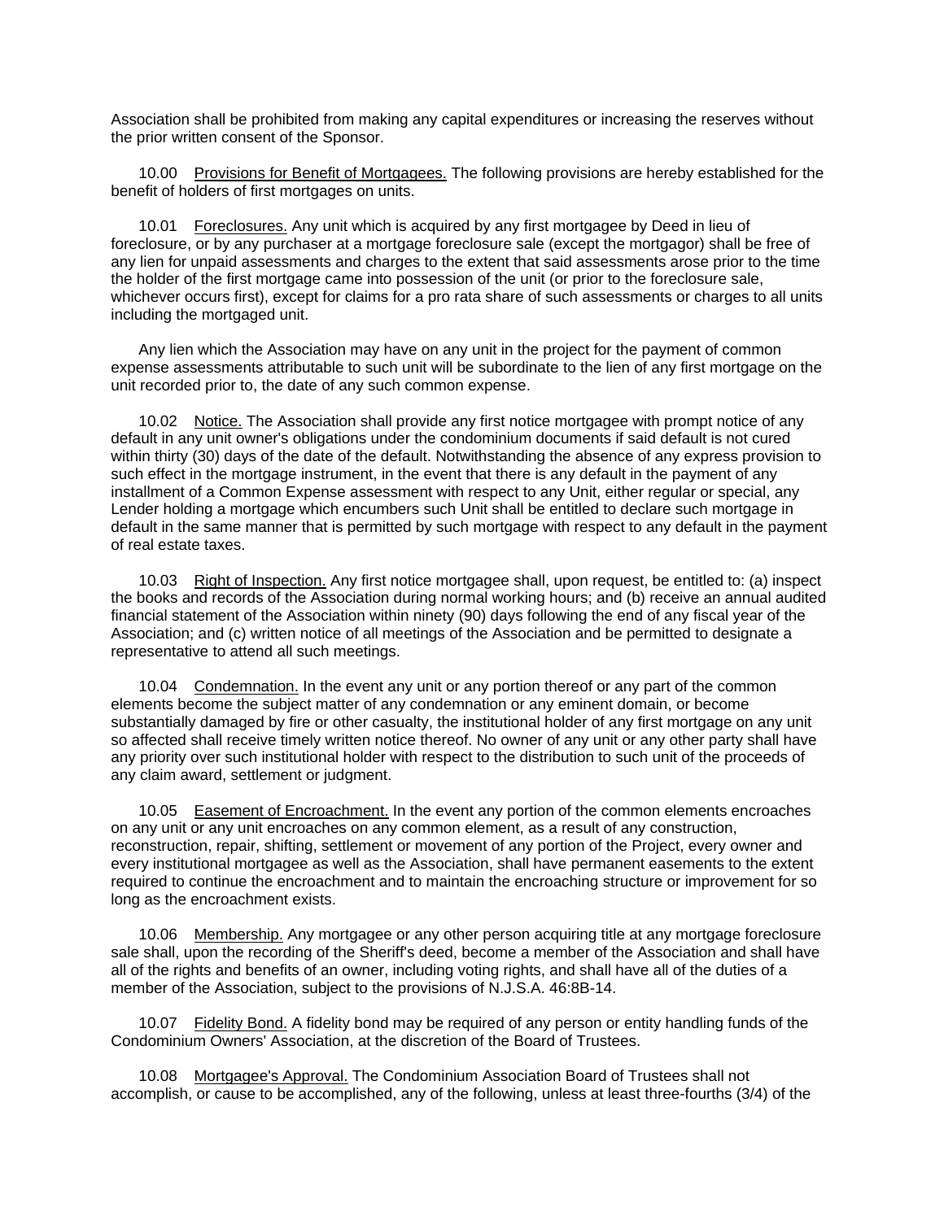Association shall be prohibited from making any capital expenditures or increasing the reserves without the prior written consent of the Sponsor.

10.00 Provisions for Benefit of Mortgagees. The following provisions are hereby established for the benefit of holders of first mortgages on units.

10.01 Foreclosures. Any unit which is acquired by any first mortgagee by Deed in lieu of foreclosure, or by any purchaser at a mortgage foreclosure sale (except the mortgagor) shall be free of any lien for unpaid assessments and charges to the extent that said assessments arose prior to the time the holder of the first mortgage came into possession of the unit (or prior to the foreclosure sale, whichever occurs first), except for claims for a pro rata share of such assessments or charges to all units including the mortgaged unit.

Any lien which the Association may have on any unit in the project for the payment of common expense assessments attributable to such unit will be subordinate to the lien of any first mortgage on the unit recorded prior to, the date of any such common expense.

10.02 Notice. The Association shall provide any first notice mortgagee with prompt notice of any default in any unit owner's obligations under the condominium documents if said default is not cured within thirty (30) days of the date of the default. Notwithstanding the absence of any express provision to such effect in the mortgage instrument, in the event that there is any default in the payment of any installment of a Common Expense assessment with respect to any Unit, either regular or special, any Lender holding a mortgage which encumbers such Unit shall be entitled to declare such mortgage in default in the same manner that is permitted by such mortgage with respect to any default in the payment of real estate taxes.

10.03 Right of Inspection. Any first notice mortgagee shall, upon request, be entitled to: (a) inspect the books and records of the Association during normal working hours; and (b) receive an annual audited financial statement of the Association within ninety (90) days following the end of any fiscal year of the Association; and (c) written notice of all meetings of the Association and be permitted to designate a representative to attend all such meetings.

10.04 Condemnation. In the event any unit or any portion thereof or any part of the common elements become the subject matter of any condemnation or any eminent domain, or become substantially damaged by fire or other casualty, the institutional holder of any first mortgage on any unit so affected shall receive timely written notice thereof. No owner of any unit or any other party shall have any priority over such institutional holder with respect to the distribution to such unit of the proceeds of any claim award, settlement or judgment.

10.05 Easement of Encroachment. In the event any portion of the common elements encroaches on any unit or any unit encroaches on any common element, as a result of any construction, reconstruction, repair, shifting, settlement or movement of any portion of the Project, every owner and every institutional mortgagee as well as the Association, shall have permanent easements to the extent required to continue the encroachment and to maintain the encroaching structure or improvement for so long as the encroachment exists.

10.06 Membership. Any mortgagee or any other person acquiring title at any mortgage foreclosure sale shall, upon the recording of the Sheriff's deed, become a member of the Association and shall have all of the rights and benefits of an owner, including voting rights, and shall have all of the duties of a member of the Association, subject to the provisions of N.J.S.A. 46:8B-14.

10.07 Fidelity Bond. A fidelity bond may be required of any person or entity handling funds of the Condominium Owners' Association, at the discretion of the Board of Trustees.

10.08 Mortgagee's Approval. The Condominium Association Board of Trustees shall not accomplish, or cause to be accomplished, any of the following, unless at least three-fourths (3/4) of the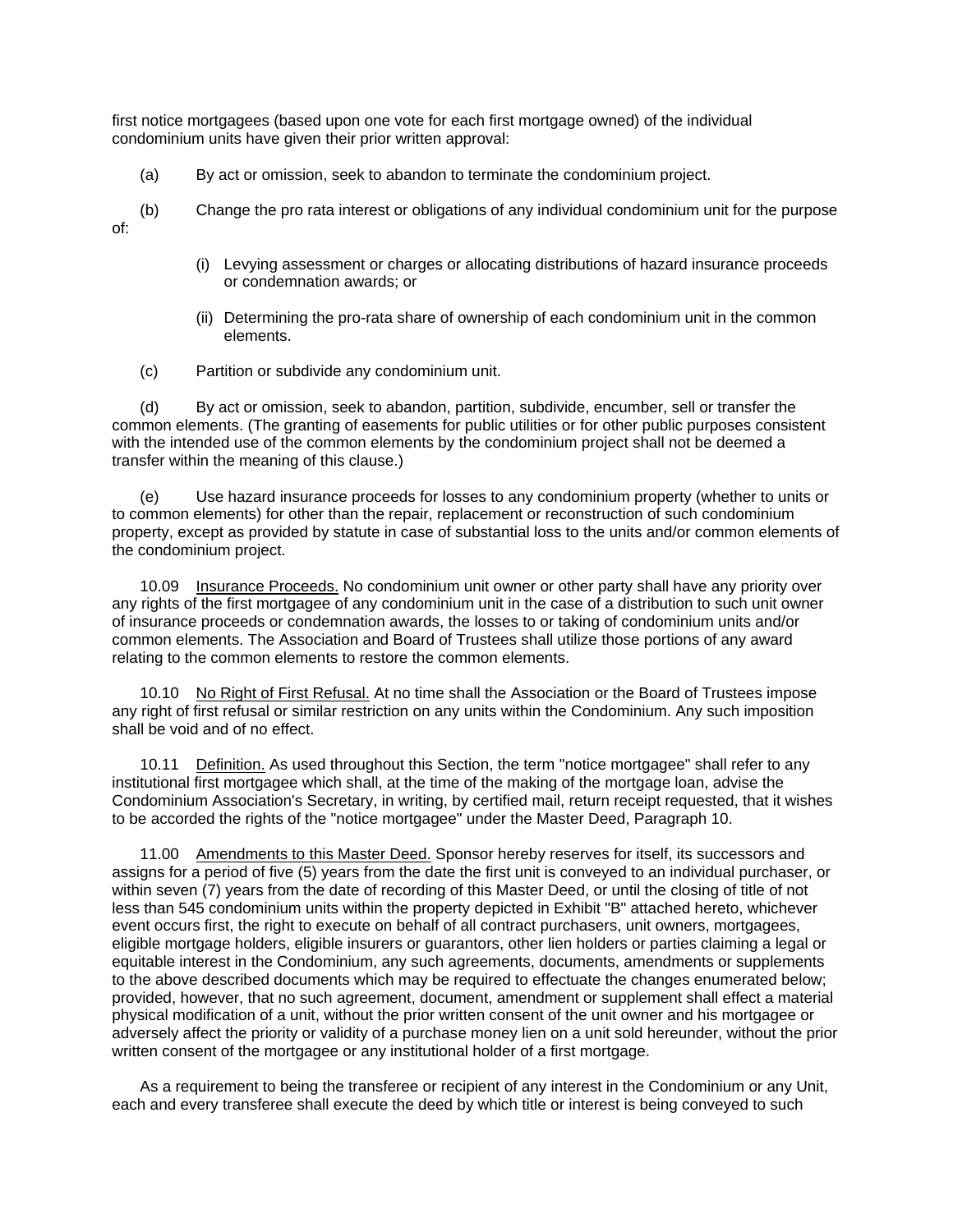first notice mortgagees (based upon one vote for each first mortgage owned) of the individual condominium units have given their prior written approval:

(a) By act or omission, seek to abandon to terminate the condominium project.

(b) Change the pro rata interest or obligations of any individual condominium unit for the purpose of:

(i) Levying assessment or charges or allocating distributions of hazard insurance proceeds or condemnation awards; or

(ii) Determining the pro-rata share of ownership of each condominium unit in the common elements.

(c) Partition or subdivide any condominium unit.

(d) By act or omission, seek to abandon, partition, subdivide, encumber, sell or transfer the common elements. (The granting of easements for public utilities or for other public purposes consistent with the intended use of the common elements by the condominium project shall not be deemed a transfer within the meaning of this clause.)

(e) Use hazard insurance proceeds for losses to any condominium property (whether to units or to common elements) for other than the repair, replacement or reconstruction of such condominium property, except as provided by statute in case of substantial loss to the units and/or common elements of the condominium project.

10.09 Insurance Proceeds. No condominium unit owner or other party shall have any priority over any rights of the first mortgagee of any condominium unit in the case of a distribution to such unit owner of insurance proceeds or condemnation awards, the losses to or taking of condominium units and/or common elements. The Association and Board of Trustees shall utilize those portions of any award relating to the common elements to restore the common elements.

10.10 No Right of First Refusal. At no time shall the Association or the Board of Trustees impose any right of first refusal or similar restriction on any units within the Condominium. Any such imposition shall be void and of no effect.

10.11 Definition. As used throughout this Section, the term "notice mortgagee" shall refer to any institutional first mortgagee which shall, at the time of the making of the mortgage loan, advise the Condominium Association's Secretary, in writing, by certified mail, return receipt requested, that it wishes to be accorded the rights of the "notice mortgagee" under the Master Deed, Paragraph 10.

11.00 Amendments to this Master Deed. Sponsor hereby reserves for itself, its successors and assigns for a period of five (5) years from the date the first unit is conveyed to an individual purchaser, or within seven (7) years from the date of recording of this Master Deed, or until the closing of title of not less than 545 condominium units within the property depicted in Exhibit "B" attached hereto, whichever event occurs first, the right to execute on behalf of all contract purchasers, unit owners, mortgagees, eligible mortgage holders, eligible insurers or guarantors, other lien holders or parties claiming a legal or equitable interest in the Condominium, any such agreements, documents, amendments or supplements to the above described documents which may be required to effectuate the changes enumerated below; provided, however, that no such agreement, document, amendment or supplement shall effect a material physical modification of a unit, without the prior written consent of the unit owner and his mortgagee or adversely affect the priority or validity of a purchase money lien on a unit sold hereunder, without the prior written consent of the mortgagee or any institutional holder of a first mortgage.

As a requirement to being the transferee or recipient of any interest in the Condominium or any Unit, each and every transferee shall execute the deed by which title or interest is being conveyed to such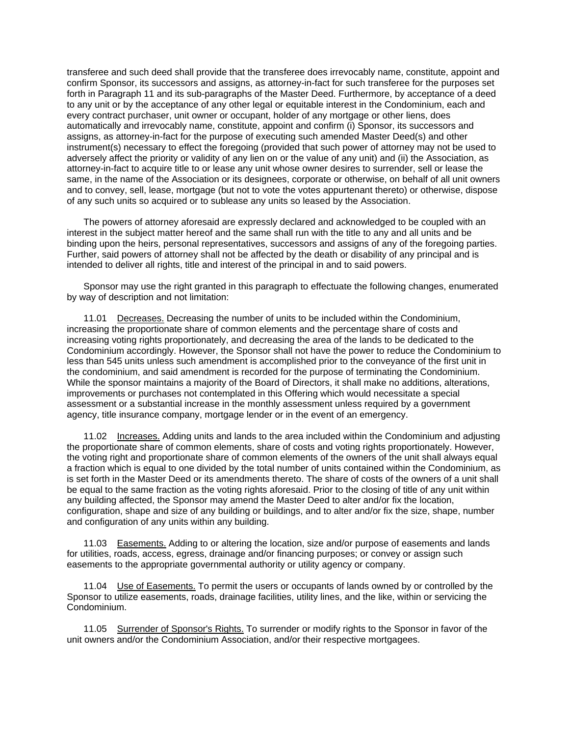transferee and such deed shall provide that the transferee does irrevocably name, constitute, appoint and confirm Sponsor, its successors and assigns, as attorney-in-fact for such transferee for the purposes set forth in Paragraph 11 and its sub-paragraphs of the Master Deed. Furthermore, by acceptance of a deed to any unit or by the acceptance of any other legal or equitable interest in the Condominium, each and every contract purchaser, unit owner or occupant, holder of any mortgage or other liens, does automatically and irrevocably name, constitute, appoint and confirm (i) Sponsor, its successors and assigns, as attorney-in-fact for the purpose of executing such amended Master Deed(s) and other instrument(s) necessary to effect the foregoing (provided that such power of attorney may not be used to adversely affect the priority or validity of any lien on or the value of any unit) and (ii) the Association, as attorney-in-fact to acquire title to or lease any unit whose owner desires to surrender, sell or lease the same, in the name of the Association or its designees, corporate or otherwise, on behalf of all unit owners and to convey, sell, lease, mortgage (but not to vote the votes appurtenant thereto) or otherwise, dispose of any such units so acquired or to sublease any units so leased by the Association.

The powers of attorney aforesaid are expressly declared and acknowledged to be coupled with an interest in the subject matter hereof and the same shall run with the title to any and all units and be binding upon the heirs, personal representatives, successors and assigns of any of the foregoing parties. Further, said powers of attorney shall not be affected by the death or disability of any principal and is intended to deliver all rights, title and interest of the principal in and to said powers.

Sponsor may use the right granted in this paragraph to effectuate the following changes, enumerated by way of description and not limitation:

11.01 Decreases. Decreasing the number of units to be included within the Condominium, increasing the proportionate share of common elements and the percentage share of costs and increasing voting rights proportionately, and decreasing the area of the lands to be dedicated to the Condominium accordingly. However, the Sponsor shall not have the power to reduce the Condominium to less than 545 units unless such amendment is accomplished prior to the conveyance of the first unit in the condominium, and said amendment is recorded for the purpose of terminating the Condominium. While the sponsor maintains a majority of the Board of Directors, it shall make no additions, alterations, improvements or purchases not contemplated in this Offering which would necessitate a special assessment or a substantial increase in the monthly assessment unless required by a government agency, title insurance company, mortgage lender or in the event of an emergency.

11.02 Increases. Adding units and lands to the area included within the Condominium and adjusting the proportionate share of common elements, share of costs and voting rights proportionately. However, the voting right and proportionate share of common elements of the owners of the unit shall always equal a fraction which is equal to one divided by the total number of units contained within the Condominium, as is set forth in the Master Deed or its amendments thereto. The share of costs of the owners of a unit shall be equal to the same fraction as the voting rights aforesaid. Prior to the closing of title of any unit within any building affected, the Sponsor may amend the Master Deed to alter and/or fix the location, configuration, shape and size of any building or buildings, and to alter and/or fix the size, shape, number and configuration of any units within any building.

11.03 Easements. Adding to or altering the location, size and/or purpose of easements and lands for utilities, roads, access, egress, drainage and/or financing purposes; or convey or assign such easements to the appropriate governmental authority or utility agency or company.

11.04 Use of Easements. To permit the users or occupants of lands owned by or controlled by the Sponsor to utilize easements, roads, drainage facilities, utility lines, and the like, within or servicing the Condominium.

11.05 Surrender of Sponsor's Rights. To surrender or modify rights to the Sponsor in favor of the unit owners and/or the Condominium Association, and/or their respective mortgagees.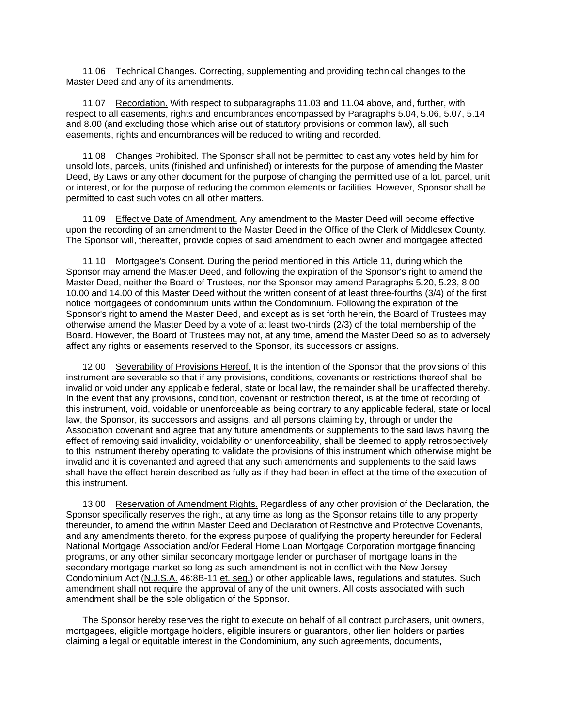11.06 Technical Changes. Correcting, supplementing and providing technical changes to the Master Deed and any of its amendments.

11.07 Recordation. With respect to subparagraphs 11.03 and 11.04 above, and, further, with respect to all easements, rights and encumbrances encompassed by Paragraphs 5.04, 5.06, 5.07, 5.14 and 8.00 (and excluding those which arise out of statutory provisions or common law), all such easements, rights and encumbrances will be reduced to writing and recorded.

11.08 Changes Prohibited. The Sponsor shall not be permitted to cast any votes held by him for unsold lots, parcels, units (finished and unfinished) or interests for the purpose of amending the Master Deed, By Laws or any other document for the purpose of changing the permitted use of a lot, parcel, unit or interest, or for the purpose of reducing the common elements or facilities. However, Sponsor shall be permitted to cast such votes on all other matters.

11.09 Effective Date of Amendment. Any amendment to the Master Deed will become effective upon the recording of an amendment to the Master Deed in the Office of the Clerk of Middlesex County. The Sponsor will, thereafter, provide copies of said amendment to each owner and mortgagee affected.

11.10 Mortgagee's Consent. During the period mentioned in this Article 11, during which the Sponsor may amend the Master Deed, and following the expiration of the Sponsor's right to amend the Master Deed, neither the Board of Trustees, nor the Sponsor may amend Paragraphs 5.20, 5.23, 8.00 10.00 and 14.00 of this Master Deed without the written consent of at least three-fourths (3/4) of the first notice mortgagees of condominium units within the Condominium. Following the expiration of the Sponsor's right to amend the Master Deed, and except as is set forth herein, the Board of Trustees may otherwise amend the Master Deed by a vote of at least two-thirds (2/3) of the total membership of the Board. However, the Board of Trustees may not, at any time, amend the Master Deed so as to adversely affect any rights or easements reserved to the Sponsor, its successors or assigns.

12.00 Severability of Provisions Hereof. It is the intention of the Sponsor that the provisions of this instrument are severable so that if any provisions, conditions, covenants or restrictions thereof shall be invalid or void under any applicable federal, state or local law, the remainder shall be unaffected thereby. In the event that any provisions, condition, covenant or restriction thereof, is at the time of recording of this instrument, void, voidable or unenforceable as being contrary to any applicable federal, state or local law, the Sponsor, its successors and assigns, and all persons claiming by, through or under the Association covenant and agree that any future amendments or supplements to the said laws having the effect of removing said invalidity, voidability or unenforceability, shall be deemed to apply retrospectively to this instrument thereby operating to validate the provisions of this instrument which otherwise might be invalid and it is covenanted and agreed that any such amendments and supplements to the said laws shall have the effect herein described as fully as if they had been in effect at the time of the execution of this instrument.

13.00 Reservation of Amendment Rights. Regardless of any other provision of the Declaration, the Sponsor specifically reserves the right, at any time as long as the Sponsor retains title to any property thereunder, to amend the within Master Deed and Declaration of Restrictive and Protective Covenants, and any amendments thereto, for the express purpose of qualifying the property hereunder for Federal National Mortgage Association and/or Federal Home Loan Mortgage Corporation mortgage financing programs, or any other similar secondary mortgage lender or purchaser of mortgage loans in the secondary mortgage market so long as such amendment is not in conflict with the New Jersey Condominium Act (N.J.S.A. 46:8B-11 et. seq.) or other applicable laws, regulations and statutes. Such amendment shall not require the approval of any of the unit owners. All costs associated with such amendment shall be the sole obligation of the Sponsor.

The Sponsor hereby reserves the right to execute on behalf of all contract purchasers, unit owners, mortgagees, eligible mortgage holders, eligible insurers or guarantors, other lien holders or parties claiming a legal or equitable interest in the Condominium, any such agreements, documents,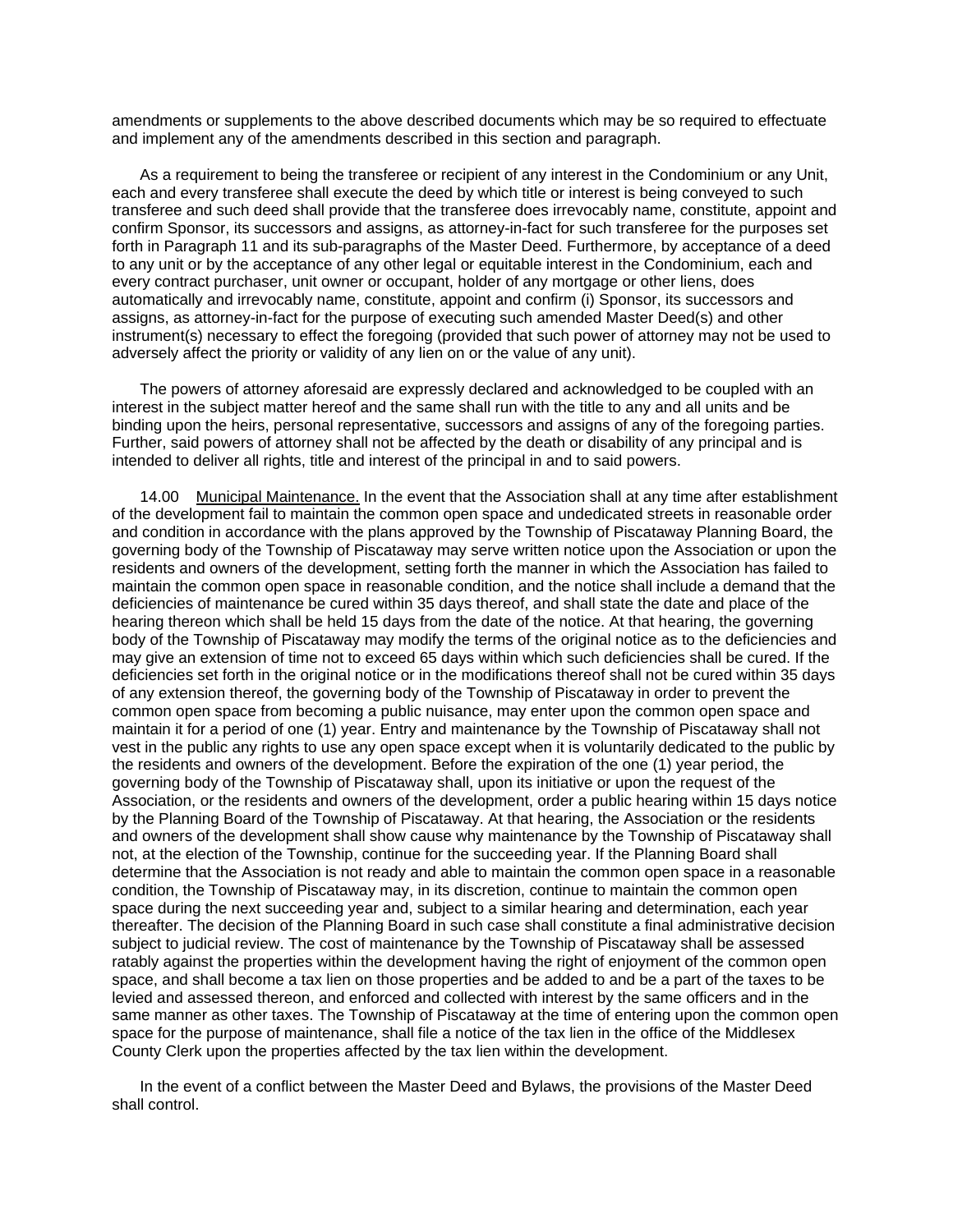amendments or supplements to the above described documents which may be so required to effectuate and implement any of the amendments described in this section and paragraph.

As a requirement to being the transferee or recipient of any interest in the Condominium or any Unit, each and every transferee shall execute the deed by which title or interest is being conveyed to such transferee and such deed shall provide that the transferee does irrevocably name, constitute, appoint and confirm Sponsor, its successors and assigns, as attorney-in-fact for such transferee for the purposes set forth in Paragraph 11 and its sub-paragraphs of the Master Deed. Furthermore, by acceptance of a deed to any unit or by the acceptance of any other legal or equitable interest in the Condominium, each and every contract purchaser, unit owner or occupant, holder of any mortgage or other liens, does automatically and irrevocably name, constitute, appoint and confirm (i) Sponsor, its successors and assigns, as attorney-in-fact for the purpose of executing such amended Master Deed(s) and other instrument(s) necessary to effect the foregoing (provided that such power of attorney may not be used to adversely affect the priority or validity of any lien on or the value of any unit).

The powers of attorney aforesaid are expressly declared and acknowledged to be coupled with an interest in the subject matter hereof and the same shall run with the title to any and all units and be binding upon the heirs, personal representative, successors and assigns of any of the foregoing parties. Further, said powers of attorney shall not be affected by the death or disability of any principal and is intended to deliver all rights, title and interest of the principal in and to said powers.

14.00 Municipal Maintenance. In the event that the Association shall at any time after establishment of the development fail to maintain the common open space and undedicated streets in reasonable order and condition in accordance with the plans approved by the Township of Piscataway Planning Board, the governing body of the Township of Piscataway may serve written notice upon the Association or upon the residents and owners of the development, setting forth the manner in which the Association has failed to maintain the common open space in reasonable condition, and the notice shall include a demand that the deficiencies of maintenance be cured within 35 days thereof, and shall state the date and place of the hearing thereon which shall be held 15 days from the date of the notice. At that hearing, the governing body of the Township of Piscataway may modify the terms of the original notice as to the deficiencies and may give an extension of time not to exceed 65 days within which such deficiencies shall be cured. If the deficiencies set forth in the original notice or in the modifications thereof shall not be cured within 35 days of any extension thereof, the governing body of the Township of Piscataway in order to prevent the common open space from becoming a public nuisance, may enter upon the common open space and maintain it for a period of one (1) year. Entry and maintenance by the Township of Piscataway shall not vest in the public any rights to use any open space except when it is voluntarily dedicated to the public by the residents and owners of the development. Before the expiration of the one (1) year period, the governing body of the Township of Piscataway shall, upon its initiative or upon the request of the Association, or the residents and owners of the development, order a public hearing within 15 days notice by the Planning Board of the Township of Piscataway. At that hearing, the Association or the residents and owners of the development shall show cause why maintenance by the Township of Piscataway shall not, at the election of the Township, continue for the succeeding year. If the Planning Board shall determine that the Association is not ready and able to maintain the common open space in a reasonable condition, the Township of Piscataway may, in its discretion, continue to maintain the common open space during the next succeeding year and, subject to a similar hearing and determination, each year thereafter. The decision of the Planning Board in such case shall constitute a final administrative decision subject to judicial review. The cost of maintenance by the Township of Piscataway shall be assessed ratably against the properties within the development having the right of enjoyment of the common open space, and shall become a tax lien on those properties and be added to and be a part of the taxes to be levied and assessed thereon, and enforced and collected with interest by the same officers and in the same manner as other taxes. The Township of Piscataway at the time of entering upon the common open space for the purpose of maintenance, shall file a notice of the tax lien in the office of the Middlesex County Clerk upon the properties affected by the tax lien within the development.

In the event of a conflict between the Master Deed and Bylaws, the provisions of the Master Deed shall control.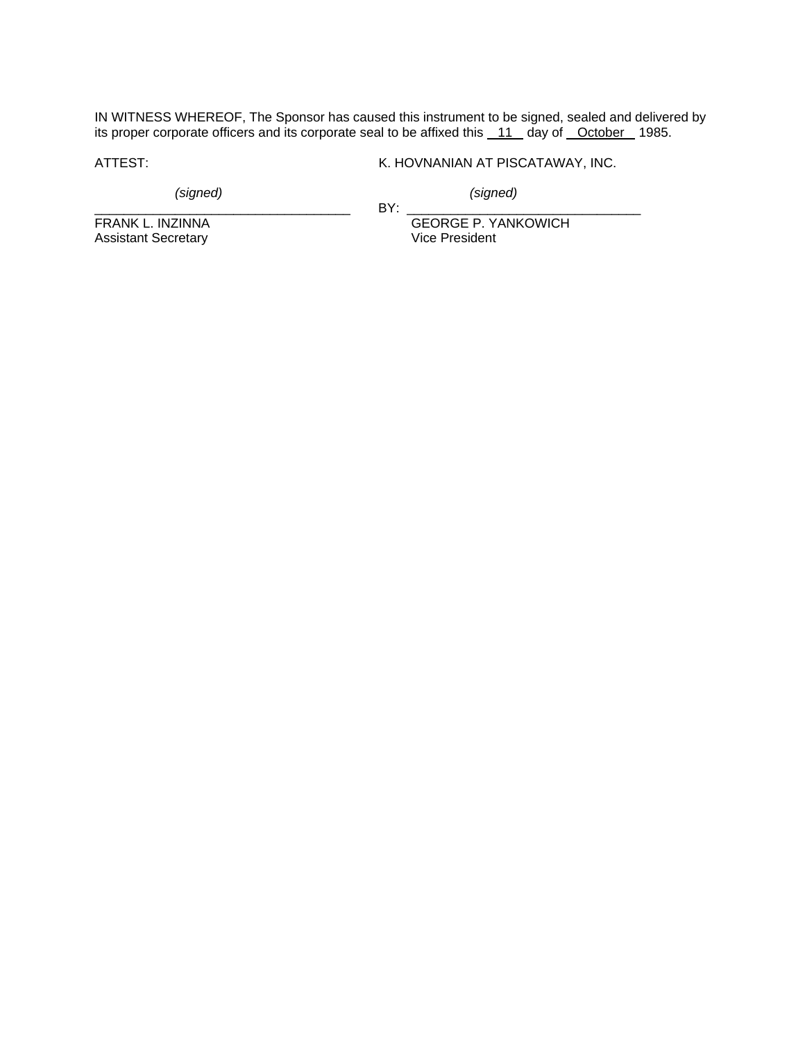IN WITNESS WHEREOF, The Sponsor has caused this instrument to be signed, sealed and delivered by its proper corporate officers and its corporate seal to be affixed this 11 day of October 1985.

ATTEST: K. HOVNANIAN AT PISCATAWAY, INC.

*(signed)*
___________________________________
FRANK L. INZINNA
Assistant Secretary

*(signed)*
BY: ___________________________________
GEORGE P. YANKOWICH
Vice President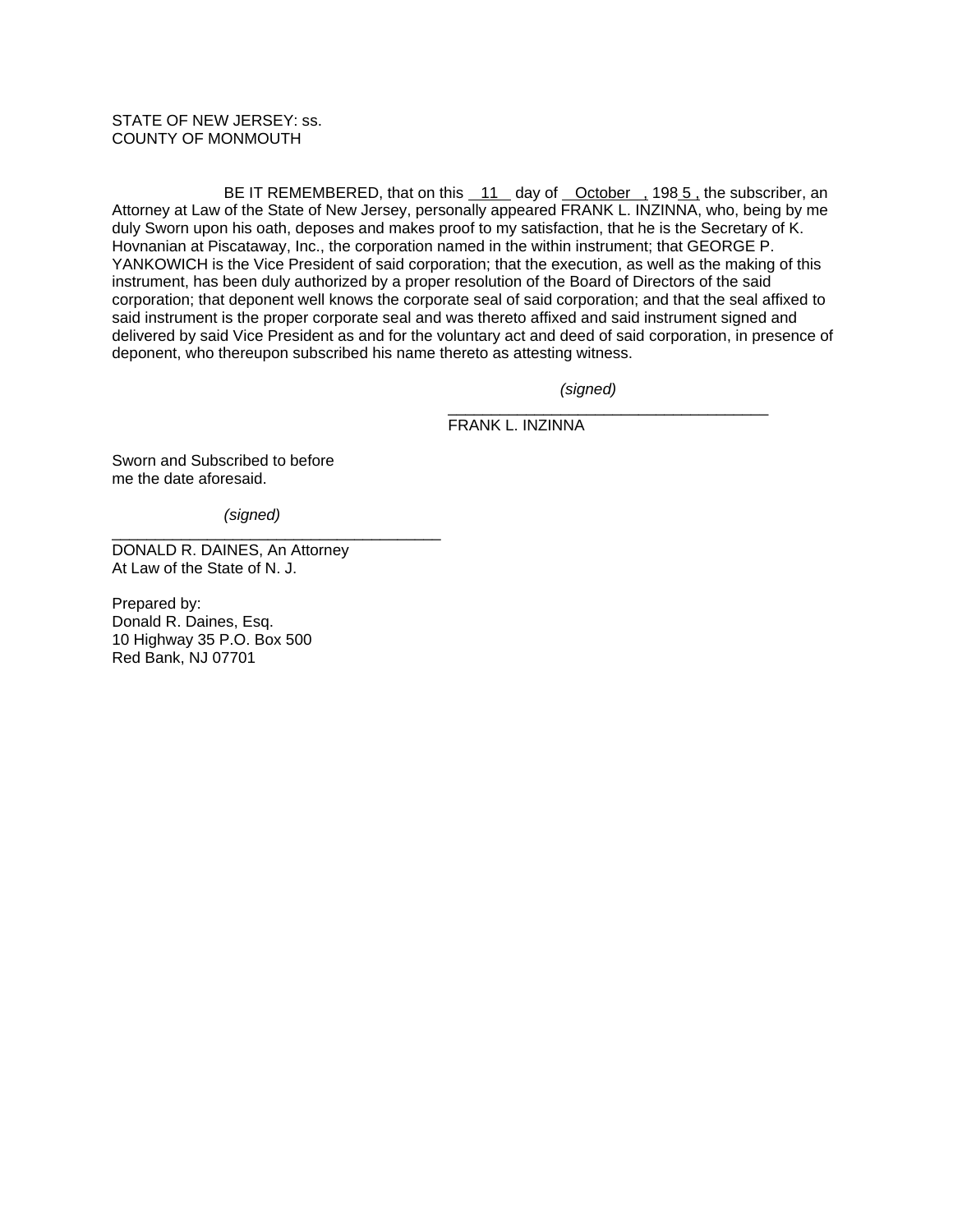STATE OF NEW JERSEY: ss.
COUNTY OF MONMOUTH

BE IT REMEMBERED, that on this 11 day of October, 1985, the subscriber, an Attorney at Law of the State of New Jersey, personally appeared FRANK L. INZINNA, who, being by me duly Sworn upon his oath, deposes and makes proof to my satisfaction, that he is the Secretary of K. Hovnanian at Piscataway, Inc., the corporation named in the within instrument; that GEORGE P. YANKOWICH is the Vice President of said corporation; that the execution, as well as the making of this instrument, has been duly authorized by a proper resolution of the Board of Directors of the said corporation; that deponent well knows the corporate seal of said corporation; and that the seal affixed to said instrument is the proper corporate seal and was thereto affixed and said instrument signed and delivered by said Vice President as and for the voluntary act and deed of said corporation, in presence of deponent, who thereupon subscribed his name thereto as attesting witness.

*(signed)*
\_\_\_\_\_\_\_\_\_\_\_\_\_\_\_\_\_\_\_\_\_\_\_\_\_\_\_\_\_\_\_\_\_\_\_\_\_\_
FRANK L. INZINNA

Sworn and Subscribed to before
me the date aforesaid.

*(signed)*
\_\_\_\_\_\_\_\_\_\_\_\_\_\_\_\_\_\_\_\_\_\_\_\_\_\_\_\_\_\_\_\_\_\_\_\_\_\_
DONALD R. DAINES, An Attorney
At Law of the State of N. J.

Prepared by:
Donald R. Daines, Esq.
10 Highway 35 P.O. Box 500
Red Bank, NJ 07701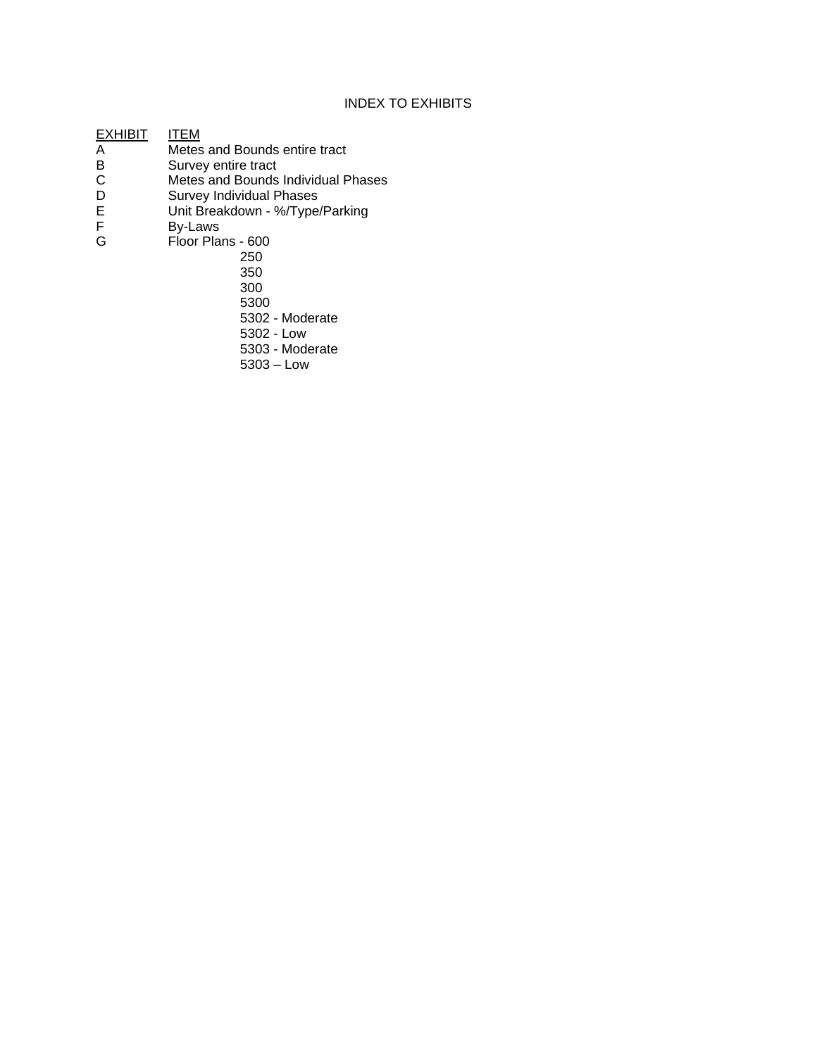# INDEX TO EXHIBITS

| EXHIBIT | ITEM |
|---|---|
| A | Metes and Bounds entire tract |
| B | Survey entire tract |
| C | Metes and Bounds Individual Phases |
| D | Survey Individual Phases |
| E | Unit Breakdown - %/Type/Parking |
| F | By-Laws |
| G | Floor Plans - 600 |
| | 250 |
| | 350 |
| | 300 |
| | 5300 |
| | 5302 - Moderate |
| | 5302 - Low |
| | 5303 - Moderate |
| | 5303 – Low |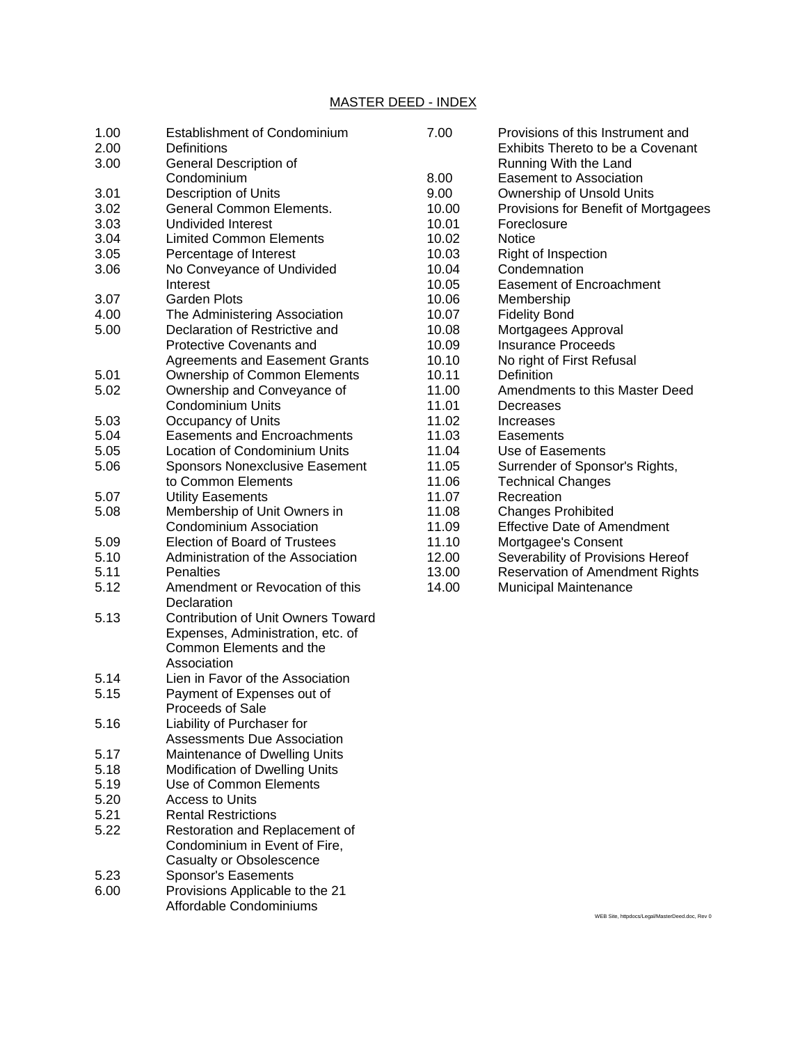# MASTER DEED - INDEX

| | |
|---|---|
| 1.00 | Establishment of Condominium |
| 2.00 | Definitions |
| 3.00 | General Description of Condominium |
| 3.01 | Description of Units |
| 3.02 | General Common Elements. |
| 3.03 | Undivided Interest |
| 3.04 | Limited Common Elements |
| 3.05 | Percentage of Interest |
| 3.06 | No Conveyance of Undivided Interest |
| 3.07 | Garden Plots |
| 4.00 | The Administering Association |
| 5.00 | Declaration of Restrictive and Protective Covenants and Agreements and Easement Grants |
| 5.01 | Ownership of Common Elements |
| 5.02 | Ownership and Conveyance of Condominium Units |
| 5.03 | Occupancy of Units |
| 5.04 | Easements and Encroachments |
| 5.05 | Location of Condominium Units |
| 5.06 | Sponsors Nonexclusive Easement to Common Elements |
| 5.07 | Utility Easements |
| 5.08 | Membership of Unit Owners in Condominium Association |
| 5.09 | Election of Board of Trustees |
| 5.10 | Administration of the Association |
| 5.11 | Penalties |
| 5.12 | Amendment or Revocation of this Declaration |
| 5.13 | Contribution of Unit Owners Toward Expenses, Administration, etc. of Common Elements and the Association |
| 5.14 | Lien in Favor of the Association |
| 5.15 | Payment of Expenses out of Proceeds of Sale |
| 5.16 | Liability of Purchaser for Assessments Due Association |
| 5.17 | Maintenance of Dwelling Units |
| 5.18 | Modification of Dwelling Units |
| 5.19 | Use of Common Elements |
| 5.20 | Access to Units |
| 5.21 | Rental Restrictions |
| 5.22 | Restoration and Replacement of Condominium in Event of Fire, Casualty or Obsolescence |
| 5.23 | Sponsor's Easements |
| 6.00 | Provisions Applicable to the 21 Affordable Condominiums |
| 7.00 | Provisions of this Instrument and Exhibits Thereto to be a Covenant Running With the Land |
| 8.00 | Easement to Association |
| 9.00 | Ownership of Unsold Units |
| 10.00 | Provisions for Benefit of Mortgagees |
| 10.01 | Foreclosure |
| 10.02 | Notice |
| 10.03 | Right of Inspection |
| 10.04 | Condemnation |
| 10.05 | Easement of Encroachment |
| 10.06 | Membership |
| 10.07 | Fidelity Bond |
| 10.08 | Mortgagees Approval |
| 10.09 | Insurance Proceeds |
| 10.10 | No right of First Refusal |
| 10.11 | Definition |
| 11.00 | Amendments to this Master Deed |
| 11.01 | Decreases |
| 11.02 | Increases |
| 11.03 | Easements |
| 11.04 | Use of Easements |
| 11.05 | Surrender of Sponsor's Rights, |
| 11.06 | Technical Changes |
| 11.07 | Recreation |
| 11.08 | Changes Prohibited |
| 11.09 | Effective Date of Amendment |
| 11.10 | Mortgagee's Consent |
| 12.00 | Severability of Provisions Hereof |
| 13.00 | Reservation of Amendment Rights |
| 14.00 | Municipal Maintenance |

WEB Site, httpdocs/Legal/MasterDeed.doc, Rev 0